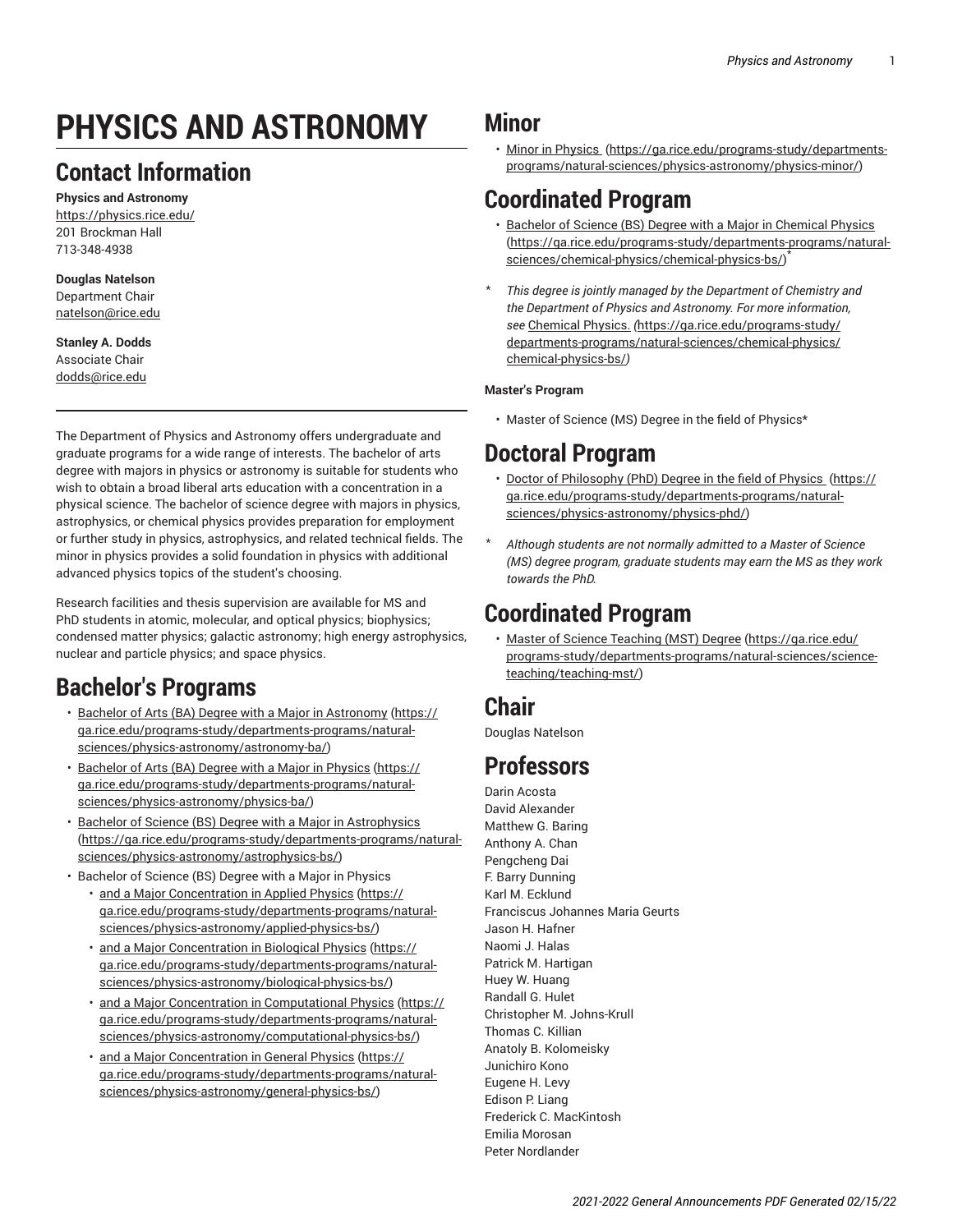# PHYSICS AND ASTRONOMY

## Contact Information

**Physics and Astronomy**
https://physics.rice.edu/
201 Brockman Hall
713-348-4938

**Douglas Natelson**
Department Chair
natelson@rice.edu

**Stanley A. Dodds**
Associate Chair
dodds@rice.edu

---

The Department of Physics and Astronomy offers undergraduate and graduate programs for a wide range of interests. The bachelor of arts degree with majors in physics or astronomy is suitable for students who wish to obtain a broad liberal arts education with a concentration in a physical science. The bachelor of science degree with majors in physics, astrophysics, or chemical physics provides preparation for employment or further study in physics, astrophysics, and related technical fields. The minor in physics provides a solid foundation in physics with additional advanced physics topics of the student's choosing.

Research facilities and thesis supervision are available for MS and PhD students in atomic, molecular, and optical physics; biophysics; condensed matter physics; galactic astronomy; high energy astrophysics, nuclear and particle physics; and space physics.

## Bachelor's Programs

- Bachelor of Arts (BA) Degree with a Major in Astronomy (https://ga.rice.edu/programs-study/departments-programs/natural-sciences/physics-astronomy/astronomy-ba/)
- Bachelor of Arts (BA) Degree with a Major in Physics (https://ga.rice.edu/programs-study/departments-programs/natural-sciences/physics-astronomy/physics-ba/)
- Bachelor of Science (BS) Degree with a Major in Astrophysics (https://ga.rice.edu/programs-study/departments-programs/natural-sciences/physics-astronomy/astrophysics-bs/)
- Bachelor of Science (BS) Degree with a Major in Physics
  - and a Major Concentration in Applied Physics (https://ga.rice.edu/programs-study/departments-programs/natural-sciences/physics-astronomy/applied-physics-bs/)
  - and a Major Concentration in Biological Physics (https://ga.rice.edu/programs-study/departments-programs/natural-sciences/physics-astronomy/biological-physics-bs/)
  - and a Major Concentration in Computational Physics (https://ga.rice.edu/programs-study/departments-programs/natural-sciences/physics-astronomy/computational-physics-bs/)
  - and a Major Concentration in General Physics (https://ga.rice.edu/programs-study/departments-programs/natural-sciences/physics-astronomy/general-physics-bs/)

## Minor

- Minor in Physics (https://ga.rice.edu/programs-study/departments-programs/natural-sciences/physics-astronomy/physics-minor/)

## Coordinated Program

- Bachelor of Science (BS) Degree with a Major in Chemical Physics (https://ga.rice.edu/programs-study/departments-programs/natural-sciences/chemical-physics/chemical-physics-bs/)*

\* *This degree is jointly managed by the Department of Chemistry and the Department of Physics and Astronomy. For more information, see* Chemical Physics. *(*https://ga.rice.edu/programs-study/departments-programs/natural-sciences/chemical-physics/chemical-physics-bs/*)*

**Master's Program**

- Master of Science (MS) Degree in the field of Physics*

## Doctoral Program

- Doctor of Philosophy (PhD) Degree in the field of Physics (https://ga.rice.edu/programs-study/departments-programs/natural-sciences/physics-astronomy/physics-phd/)

\* *Although students are not normally admitted to a Master of Science (MS) degree program, graduate students may earn the MS as they work towards the PhD.*

## Coordinated Program

- Master of Science Teaching (MST) Degree (https://ga.rice.edu/programs-study/departments-programs/natural-sciences/science-teaching/teaching-mst/)

## Chair

Douglas Natelson

## Professors

Darin Acosta
David Alexander
Matthew G. Baring
Anthony A. Chan
Pengcheng Dai
F. Barry Dunning
Karl M. Ecklund
Franciscus Johannes Maria Geurts
Jason H. Hafner
Naomi J. Halas
Patrick M. Hartigan
Huey W. Huang
Randall G. Hulet
Christopher M. Johns-Krull
Thomas C. Killian
Anatoly B. Kolomeisky
Junichiro Kono
Eugene H. Levy
Edison P. Liang
Frederick C. MacKintosh
Emilia Morosan
Peter Nordlander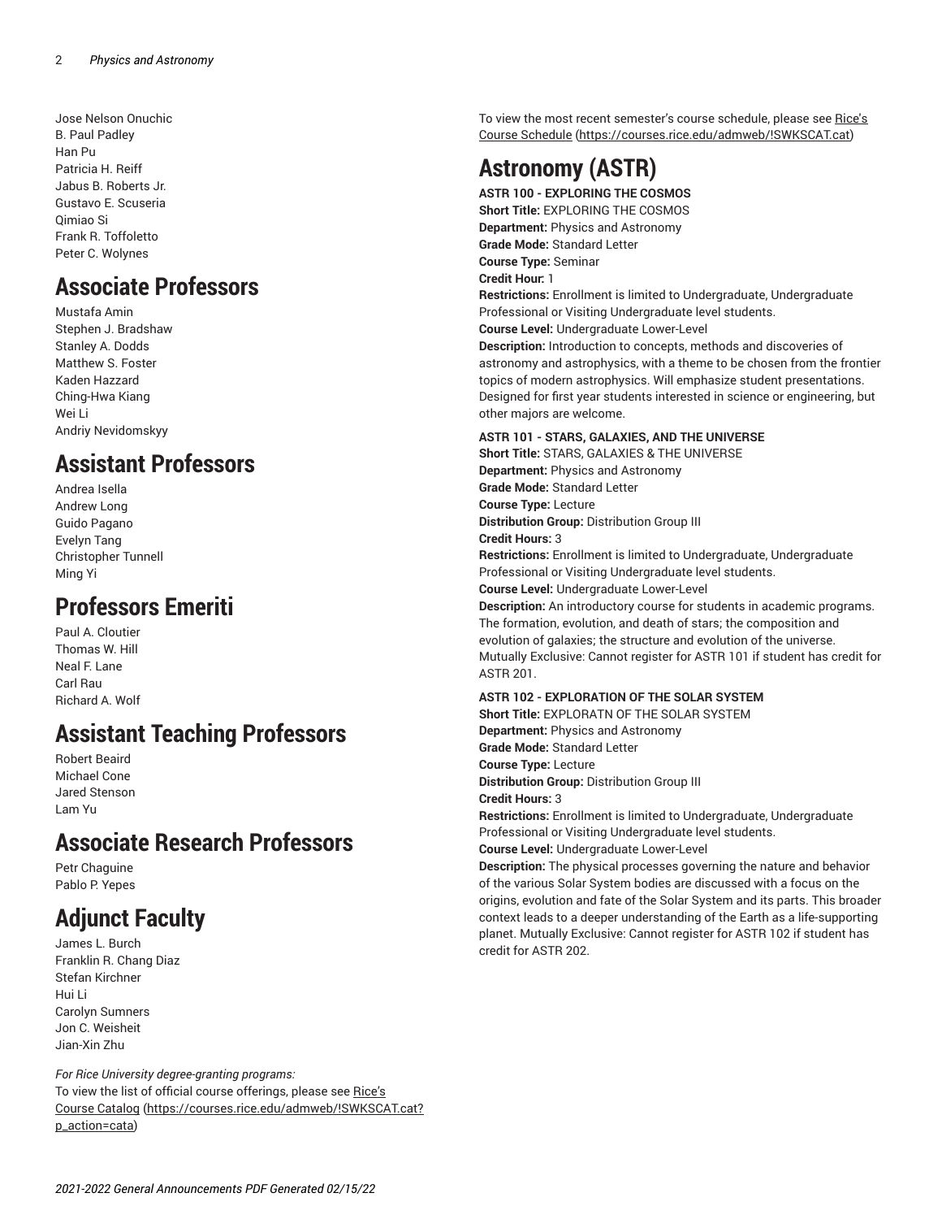Jose Nelson Onuchic
B. Paul Padley
Han Pu
Patricia H. Reiff
Jabus B. Roberts Jr.
Gustavo E. Scuseria
Qimiao Si
Frank R. Toffoletto
Peter C. Wolynes

## Associate Professors

Mustafa Amin
Stephen J. Bradshaw
Stanley A. Dodds
Matthew S. Foster
Kaden Hazzard
Ching-Hwa Kiang
Wei Li
Andriy Nevidomskyy

## Assistant Professors

Andrea Isella
Andrew Long
Guido Pagano
Evelyn Tang
Christopher Tunnell
Ming Yi

## Professors Emeriti

Paul A. Cloutier
Thomas W. Hill
Neal F. Lane
Carl Rau
Richard A. Wolf

## Assistant Teaching Professors

Robert Beaird
Michael Cone
Jared Stenson
Lam Yu

## Associate Research Professors

Petr Chaguine
Pablo P. Yepes

## Adjunct Faculty

James L. Burch
Franklin R. Chang Diaz
Stefan Kirchner
Hui Li
Carolyn Sumners
Jon C. Weisheit
Jian-Xin Zhu

*For Rice University degree-granting programs:*
To view the list of official course offerings, please see Rice's Course Catalog (https://courses.rice.edu/admweb/!SWKSCAT.cat?p_action=cata)

To view the most recent semester's course schedule, please see Rice's Course Schedule (https://courses.rice.edu/admweb/!SWKSCAT.cat)

# Astronomy (ASTR)

**ASTR 100 - EXPLORING THE COSMOS**
**Short Title:** EXPLORING THE COSMOS
**Department:** Physics and Astronomy
**Grade Mode:** Standard Letter
**Course Type:** Seminar
**Credit Hour:** 1
**Restrictions:** Enrollment is limited to Undergraduate, Undergraduate Professional or Visiting Undergraduate level students.
**Course Level:** Undergraduate Lower-Level
**Description:** Introduction to concepts, methods and discoveries of astronomy and astrophysics, with a theme to be chosen from the frontier topics of modern astrophysics. Will emphasize student presentations. Designed for first year students interested in science or engineering, but other majors are welcome.

**ASTR 101 - STARS, GALAXIES, AND THE UNIVERSE**
**Short Title:** STARS, GALAXIES & THE UNIVERSE
**Department:** Physics and Astronomy
**Grade Mode:** Standard Letter
**Course Type:** Lecture
**Distribution Group:** Distribution Group III
**Credit Hours:** 3
**Restrictions:** Enrollment is limited to Undergraduate, Undergraduate Professional or Visiting Undergraduate level students.
**Course Level:** Undergraduate Lower-Level
**Description:** An introductory course for students in academic programs. The formation, evolution, and death of stars; the composition and evolution of galaxies; the structure and evolution of the universe. Mutually Exclusive: Cannot register for ASTR 101 if student has credit for ASTR 201.

**ASTR 102 - EXPLORATION OF THE SOLAR SYSTEM**
**Short Title:** EXPLORATN OF THE SOLAR SYSTEM
**Department:** Physics and Astronomy
**Grade Mode:** Standard Letter
**Course Type:** Lecture
**Distribution Group:** Distribution Group III
**Credit Hours:** 3
**Restrictions:** Enrollment is limited to Undergraduate, Undergraduate Professional or Visiting Undergraduate level students.
**Course Level:** Undergraduate Lower-Level
**Description:** The physical processes governing the nature and behavior of the various Solar System bodies are discussed with a focus on the origins, evolution and fate of the Solar System and its parts. This broader context leads to a deeper understanding of the Earth as a life-supporting planet. Mutually Exclusive: Cannot register for ASTR 102 if student has credit for ASTR 202.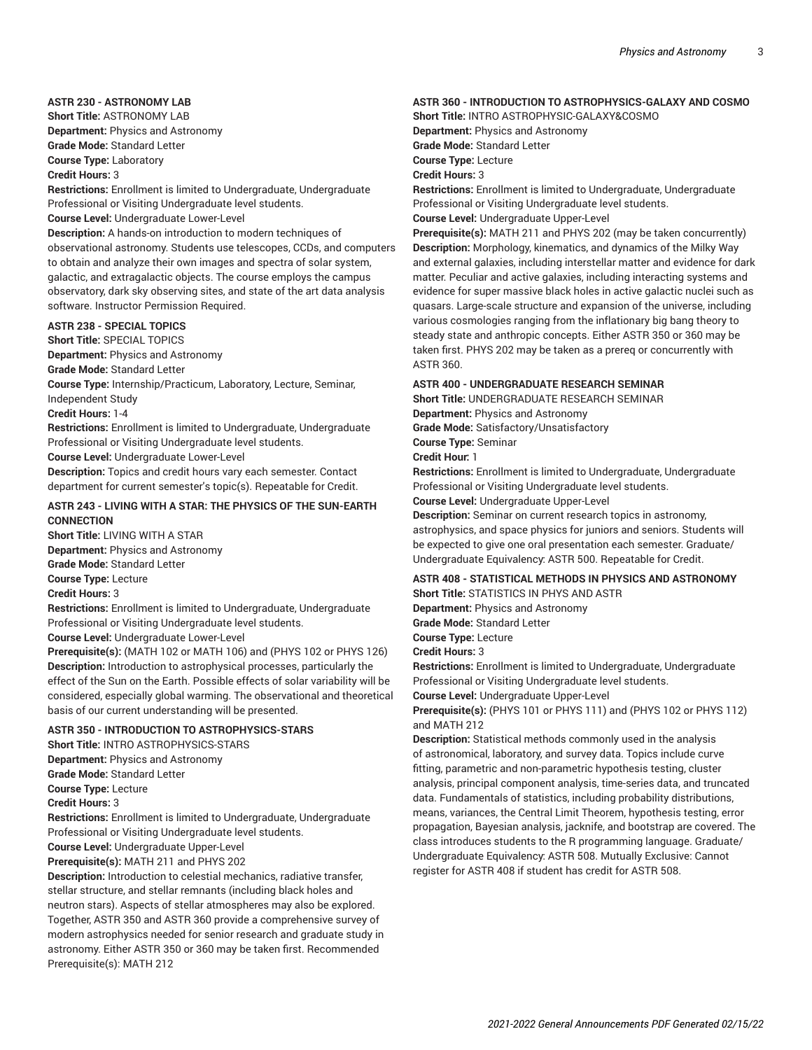### ASTR 230 - ASTRONOMY LAB

**Short Title:** ASTRONOMY LAB
**Department:** Physics and Astronomy
**Grade Mode:** Standard Letter
**Course Type:** Laboratory
**Credit Hours:** 3
**Restrictions:** Enrollment is limited to Undergraduate, Undergraduate Professional or Visiting Undergraduate level students.
**Course Level:** Undergraduate Lower-Level
**Description:** A hands-on introduction to modern techniques of observational astronomy. Students use telescopes, CCDs, and computers to obtain and analyze their own images and spectra of solar system, galactic, and extragalactic objects. The course employs the campus observatory, dark sky observing sites, and state of the art data analysis software. Instructor Permission Required.

### ASTR 238 - SPECIAL TOPICS

**Short Title:** SPECIAL TOPICS
**Department:** Physics and Astronomy
**Grade Mode:** Standard Letter
**Course Type:** Internship/Practicum, Laboratory, Lecture, Seminar, Independent Study
**Credit Hours:** 1-4
**Restrictions:** Enrollment is limited to Undergraduate, Undergraduate Professional or Visiting Undergraduate level students.
**Course Level:** Undergraduate Lower-Level
**Description:** Topics and credit hours vary each semester. Contact department for current semester's topic(s). Repeatable for Credit.

### ASTR 243 - LIVING WITH A STAR: THE PHYSICS OF THE SUN-EARTH CONNECTION

**Short Title:** LIVING WITH A STAR
**Department:** Physics and Astronomy
**Grade Mode:** Standard Letter
**Course Type:** Lecture
**Credit Hours:** 3
**Restrictions:** Enrollment is limited to Undergraduate, Undergraduate Professional or Visiting Undergraduate level students.
**Course Level:** Undergraduate Lower-Level
**Prerequisite(s):** (MATH 102 or MATH 106) and (PHYS 102 or PHYS 126)
**Description:** Introduction to astrophysical processes, particularly the effect of the Sun on the Earth. Possible effects of solar variability will be considered, especially global warming. The observational and theoretical basis of our current understanding will be presented.

### ASTR 350 - INTRODUCTION TO ASTROPHYSICS-STARS

**Short Title:** INTRO ASTROPHYSICS-STARS
**Department:** Physics and Astronomy
**Grade Mode:** Standard Letter
**Course Type:** Lecture
**Credit Hours:** 3
**Restrictions:** Enrollment is limited to Undergraduate, Undergraduate Professional or Visiting Undergraduate level students.
**Course Level:** Undergraduate Upper-Level
**Prerequisite(s):** MATH 211 and PHYS 202
**Description:** Introduction to celestial mechanics, radiative transfer, stellar structure, and stellar remnants (including black holes and neutron stars). Aspects of stellar atmospheres may also be explored. Together, ASTR 350 and ASTR 360 provide a comprehensive survey of modern astrophysics needed for senior research and graduate study in astronomy. Either ASTR 350 or 360 may be taken first. Recommended Prerequisite(s): MATH 212

### ASTR 360 - INTRODUCTION TO ASTROPHYSICS-GALAXY AND COSMO

**Short Title:** INTRO ASTROPHYSIC-GALAXY&COSMO
**Department:** Physics and Astronomy
**Grade Mode:** Standard Letter
**Course Type:** Lecture
**Credit Hours:** 3
**Restrictions:** Enrollment is limited to Undergraduate, Undergraduate Professional or Visiting Undergraduate level students.
**Course Level:** Undergraduate Upper-Level
**Prerequisite(s):** MATH 211 and PHYS 202 (may be taken concurrently)
**Description:** Morphology, kinematics, and dynamics of the Milky Way and external galaxies, including interstellar matter and evidence for dark matter. Peculiar and active galaxies, including interacting systems and evidence for super massive black holes in active galactic nuclei such as quasars. Large-scale structure and expansion of the universe, including various cosmologies ranging from the inflationary big bang theory to steady state and anthropic concepts. Either ASTR 350 or 360 may be taken first. PHYS 202 may be taken as a prereq or concurrently with ASTR 360.

### ASTR 400 - UNDERGRADUATE RESEARCH SEMINAR

**Short Title:** UNDERGRADUATE RESEARCH SEMINAR
**Department:** Physics and Astronomy
**Grade Mode:** Satisfactory/Unsatisfactory
**Course Type:** Seminar
**Credit Hour:** 1
**Restrictions:** Enrollment is limited to Undergraduate, Undergraduate Professional or Visiting Undergraduate level students.
**Course Level:** Undergraduate Upper-Level
**Description:** Seminar on current research topics in astronomy, astrophysics, and space physics for juniors and seniors. Students will be expected to give one oral presentation each semester. Graduate/Undergraduate Equivalency: ASTR 500. Repeatable for Credit.

### ASTR 408 - STATISTICAL METHODS IN PHYSICS AND ASTRONOMY

**Short Title:** STATISTICS IN PHYS AND ASTR
**Department:** Physics and Astronomy
**Grade Mode:** Standard Letter
**Course Type:** Lecture
**Credit Hours:** 3
**Restrictions:** Enrollment is limited to Undergraduate, Undergraduate Professional or Visiting Undergraduate level students.
**Course Level:** Undergraduate Upper-Level
**Prerequisite(s):** (PHYS 101 or PHYS 111) and (PHYS 102 or PHYS 112) and MATH 212
**Description:** Statistical methods commonly used in the analysis of astronomical, laboratory, and survey data. Topics include curve fitting, parametric and non-parametric hypothesis testing, cluster analysis, principal component analysis, time-series data, and truncated data. Fundamentals of statistics, including probability distributions, means, variances, the Central Limit Theorem, hypothesis testing, error propagation, Bayesian analysis, jacknife, and bootstrap are covered. The class introduces students to the R programming language. Graduate/Undergraduate Equivalency: ASTR 508. Mutually Exclusive: Cannot register for ASTR 408 if student has credit for ASTR 508.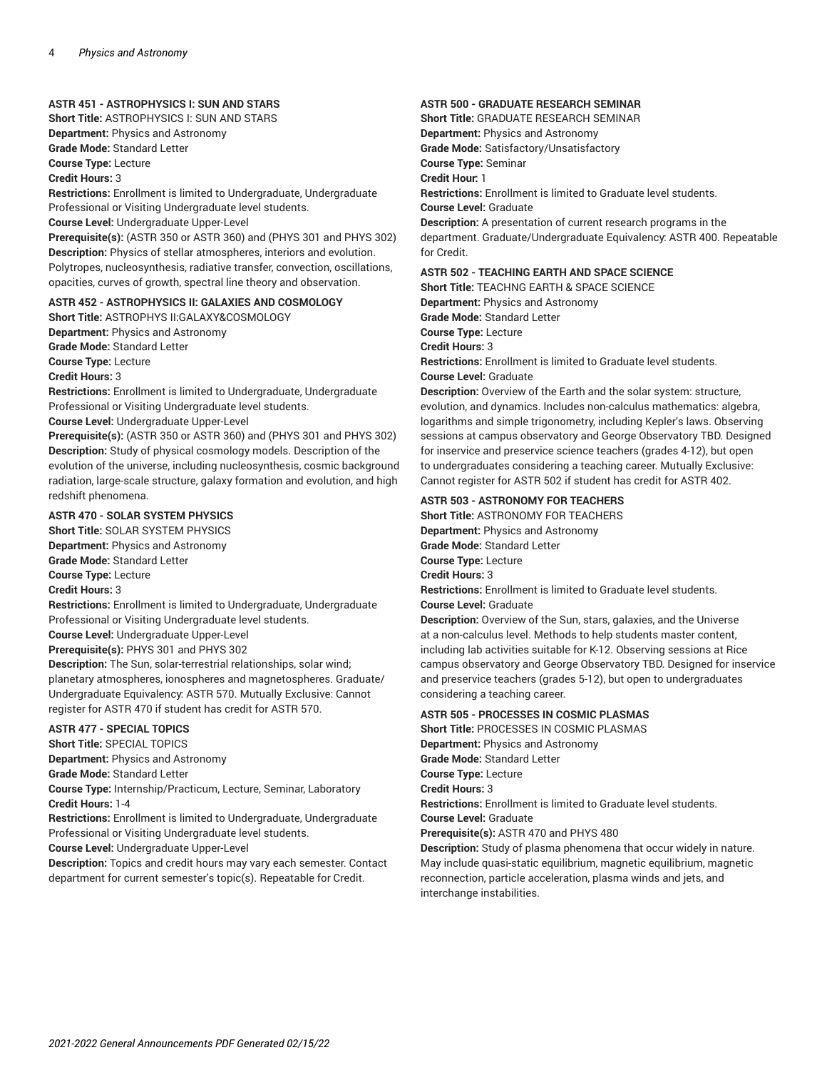### ASTR 451 - ASTROPHYSICS I: SUN AND STARS

**Short Title:** ASTROPHYSICS I: SUN AND STARS
**Department:** Physics and Astronomy
**Grade Mode:** Standard Letter
**Course Type:** Lecture
**Credit Hours:** 3
**Restrictions:** Enrollment is limited to Undergraduate, Undergraduate Professional or Visiting Undergraduate level students.
**Course Level:** Undergraduate Upper-Level
**Prerequisite(s):** (ASTR 350 or ASTR 360) and (PHYS 301 and PHYS 302)
**Description:** Physics of stellar atmospheres, interiors and evolution. Polytropes, nucleosynthesis, radiative transfer, convection, oscillations, opacities, curves of growth, spectral line theory and observation.

### ASTR 452 - ASTROPHYSICS II: GALAXIES AND COSMOLOGY

**Short Title:** ASTROPHYS II:GALAXY&COSMOLOGY
**Department:** Physics and Astronomy
**Grade Mode:** Standard Letter
**Course Type:** Lecture
**Credit Hours:** 3
**Restrictions:** Enrollment is limited to Undergraduate, Undergraduate Professional or Visiting Undergraduate level students.
**Course Level:** Undergraduate Upper-Level
**Prerequisite(s):** (ASTR 350 or ASTR 360) and (PHYS 301 and PHYS 302)
**Description:** Study of physical cosmology models. Description of the evolution of the universe, including nucleosynthesis, cosmic background radiation, large-scale structure, galaxy formation and evolution, and high redshift phenomena.

### ASTR 470 - SOLAR SYSTEM PHYSICS

**Short Title:** SOLAR SYSTEM PHYSICS
**Department:** Physics and Astronomy
**Grade Mode:** Standard Letter
**Course Type:** Lecture
**Credit Hours:** 3
**Restrictions:** Enrollment is limited to Undergraduate, Undergraduate Professional or Visiting Undergraduate level students.
**Course Level:** Undergraduate Upper-Level
**Prerequisite(s):** PHYS 301 and PHYS 302
**Description:** The Sun, solar-terrestrial relationships, solar wind; planetary atmospheres, ionospheres and magnetospheres. Graduate/Undergraduate Equivalency: ASTR 570. Mutually Exclusive: Cannot register for ASTR 470 if student has credit for ASTR 570.

### ASTR 477 - SPECIAL TOPICS

**Short Title:** SPECIAL TOPICS
**Department:** Physics and Astronomy
**Grade Mode:** Standard Letter
**Course Type:** Internship/Practicum, Lecture, Seminar, Laboratory
**Credit Hours:** 1-4
**Restrictions:** Enrollment is limited to Undergraduate, Undergraduate Professional or Visiting Undergraduate level students.
**Course Level:** Undergraduate Upper-Level
**Description:** Topics and credit hours may vary each semester. Contact department for current semester's topic(s). Repeatable for Credit.

### ASTR 500 - GRADUATE RESEARCH SEMINAR

**Short Title:** GRADUATE RESEARCH SEMINAR
**Department:** Physics and Astronomy
**Grade Mode:** Satisfactory/Unsatisfactory
**Course Type:** Seminar
**Credit Hour:** 1
**Restrictions:** Enrollment is limited to Graduate level students.
**Course Level:** Graduate
**Description:** A presentation of current research programs in the department. Graduate/Undergraduate Equivalency: ASTR 400. Repeatable for Credit.

### ASTR 502 - TEACHING EARTH AND SPACE SCIENCE

**Short Title:** TEACHNG EARTH & SPACE SCIENCE
**Department:** Physics and Astronomy
**Grade Mode:** Standard Letter
**Course Type:** Lecture
**Credit Hours:** 3
**Restrictions:** Enrollment is limited to Graduate level students.
**Course Level:** Graduate
**Description:** Overview of the Earth and the solar system: structure, evolution, and dynamics. Includes non-calculus mathematics: algebra, logarithms and simple trigonometry, including Kepler's laws. Observing sessions at campus observatory and George Observatory TBD. Designed for inservice and preservice science teachers (grades 4-12), but open to undergraduates considering a teaching career. Mutually Exclusive: Cannot register for ASTR 502 if student has credit for ASTR 402.

### ASTR 503 - ASTRONOMY FOR TEACHERS

**Short Title:** ASTRONOMY FOR TEACHERS
**Department:** Physics and Astronomy
**Grade Mode:** Standard Letter
**Course Type:** Lecture
**Credit Hours:** 3
**Restrictions:** Enrollment is limited to Graduate level students.
**Course Level:** Graduate
**Description:** Overview of the Sun, stars, galaxies, and the Universe at a non-calculus level. Methods to help students master content, including lab activities suitable for K-12. Observing sessions at Rice campus observatory and George Observatory TBD. Designed for inservice and preservice teachers (grades 5-12), but open to undergraduates considering a teaching career.

### ASTR 505 - PROCESSES IN COSMIC PLASMAS

**Short Title:** PROCESSES IN COSMIC PLASMAS
**Department:** Physics and Astronomy
**Grade Mode:** Standard Letter
**Course Type:** Lecture
**Credit Hours:** 3
**Restrictions:** Enrollment is limited to Graduate level students.
**Course Level:** Graduate
**Prerequisite(s):** ASTR 470 and PHYS 480
**Description:** Study of plasma phenomena that occur widely in nature. May include quasi-static equilibrium, magnetic equilibrium, magnetic reconnection, particle acceleration, plasma winds and jets, and interchange instabilities.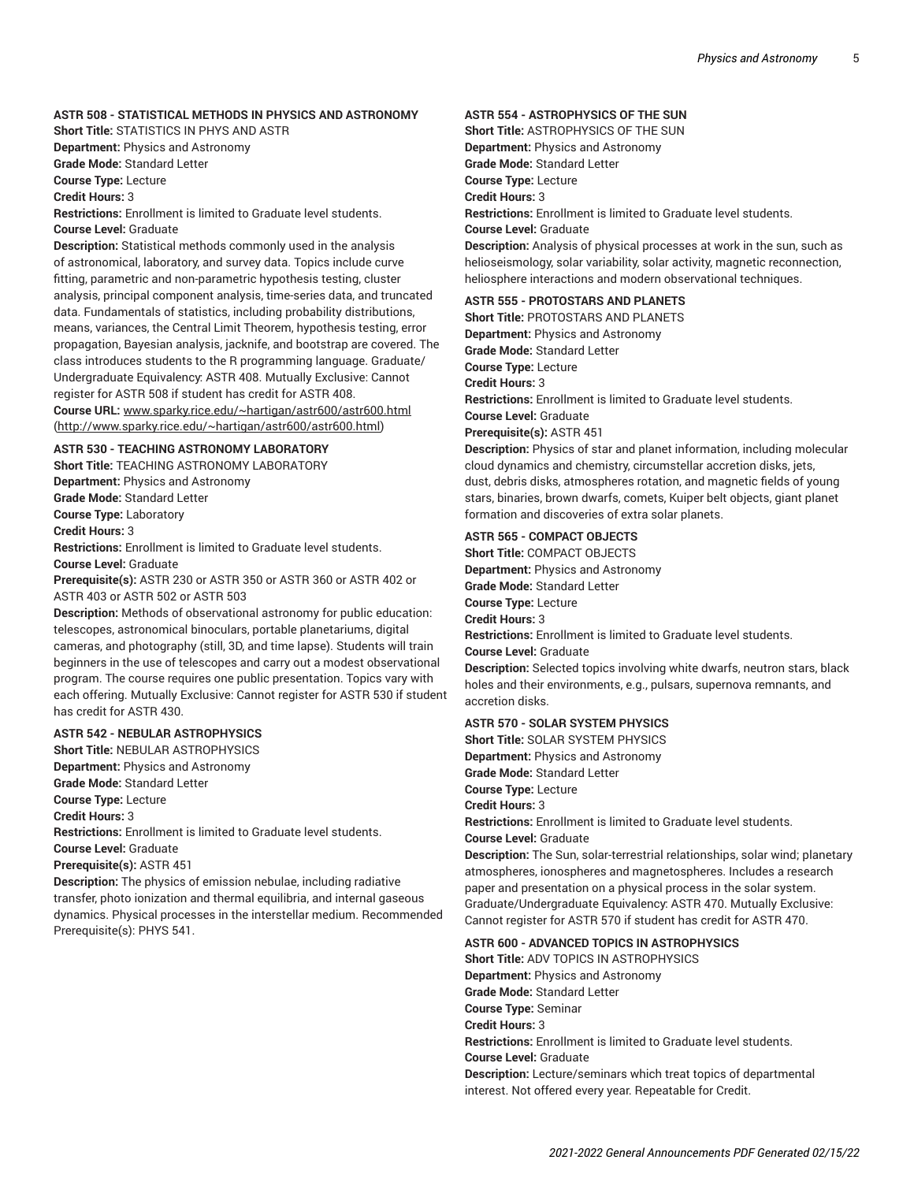**ASTR 508 - STATISTICAL METHODS IN PHYSICS AND ASTRONOMY**
**Short Title:** STATISTICS IN PHYS AND ASTR
**Department:** Physics and Astronomy
**Grade Mode:** Standard Letter
**Course Type:** Lecture
**Credit Hours:** 3
**Restrictions:** Enrollment is limited to Graduate level students.
**Course Level:** Graduate
**Description:** Statistical methods commonly used in the analysis of astronomical, laboratory, and survey data. Topics include curve fitting, parametric and non-parametric hypothesis testing, cluster analysis, principal component analysis, time-series data, and truncated data. Fundamentals of statistics, including probability distributions, means, variances, the Central Limit Theorem, hypothesis testing, error propagation, Bayesian analysis, jacknife, and bootstrap are covered. The class introduces students to the R programming language. Graduate/Undergraduate Equivalency: ASTR 408. Mutually Exclusive: Cannot register for ASTR 508 if student has credit for ASTR 408.
**Course URL:** www.sparky.rice.edu/~hartigan/astr600/astr600.html (http://www.sparky.rice.edu/~hartigan/astr600/astr600.html)

**ASTR 530 - TEACHING ASTRONOMY LABORATORY**
**Short Title:** TEACHING ASTRONOMY LABORATORY
**Department:** Physics and Astronomy
**Grade Mode:** Standard Letter
**Course Type:** Laboratory
**Credit Hours:** 3
**Restrictions:** Enrollment is limited to Graduate level students.
**Course Level:** Graduate
**Prerequisite(s):** ASTR 230 or ASTR 350 or ASTR 360 or ASTR 402 or ASTR 403 or ASTR 502 or ASTR 503
**Description:** Methods of observational astronomy for public education: telescopes, astronomical binoculars, portable planetariums, digital cameras, and photography (still, 3D, and time lapse). Students will train beginners in the use of telescopes and carry out a modest observational program. The course requires one public presentation. Topics vary with each offering. Mutually Exclusive: Cannot register for ASTR 530 if student has credit for ASTR 430.

**ASTR 542 - NEBULAR ASTROPHYSICS**
**Short Title:** NEBULAR ASTROPHYSICS
**Department:** Physics and Astronomy
**Grade Mode:** Standard Letter
**Course Type:** Lecture
**Credit Hours:** 3
**Restrictions:** Enrollment is limited to Graduate level students.
**Course Level:** Graduate
**Prerequisite(s):** ASTR 451
**Description:** The physics of emission nebulae, including radiative transfer, photo ionization and thermal equilibria, and internal gaseous dynamics. Physical processes in the interstellar medium. Recommended Prerequisite(s): PHYS 541.

**ASTR 554 - ASTROPHYSICS OF THE SUN**
**Short Title:** ASTROPHYSICS OF THE SUN
**Department:** Physics and Astronomy
**Grade Mode:** Standard Letter
**Course Type:** Lecture
**Credit Hours:** 3
**Restrictions:** Enrollment is limited to Graduate level students.
**Course Level:** Graduate
**Description:** Analysis of physical processes at work in the sun, such as helioseismology, solar variability, solar activity, magnetic reconnection, heliosphere interactions and modern observational techniques.

**ASTR 555 - PROTOSTARS AND PLANETS**
**Short Title:** PROTOSTARS AND PLANETS
**Department:** Physics and Astronomy
**Grade Mode:** Standard Letter
**Course Type:** Lecture
**Credit Hours:** 3
**Restrictions:** Enrollment is limited to Graduate level students.
**Course Level:** Graduate
**Prerequisite(s):** ASTR 451
**Description:** Physics of star and planet information, including molecular cloud dynamics and chemistry, circumstellar accretion disks, jets, dust, debris disks, atmospheres rotation, and magnetic fields of young stars, binaries, brown dwarfs, comets, Kuiper belt objects, giant planet formation and discoveries of extra solar planets.

**ASTR 565 - COMPACT OBJECTS**
**Short Title:** COMPACT OBJECTS
**Department:** Physics and Astronomy
**Grade Mode:** Standard Letter
**Course Type:** Lecture
**Credit Hours:** 3
**Restrictions:** Enrollment is limited to Graduate level students.
**Course Level:** Graduate
**Description:** Selected topics involving white dwarfs, neutron stars, black holes and their environments, e.g., pulsars, supernova remnants, and accretion disks.

**ASTR 570 - SOLAR SYSTEM PHYSICS**
**Short Title:** SOLAR SYSTEM PHYSICS
**Department:** Physics and Astronomy
**Grade Mode:** Standard Letter
**Course Type:** Lecture
**Credit Hours:** 3
**Restrictions:** Enrollment is limited to Graduate level students.
**Course Level:** Graduate
**Description:** The Sun, solar-terrestrial relationships, solar wind; planetary atmospheres, ionospheres and magnetospheres. Includes a research paper and presentation on a physical process in the solar system. Graduate/Undergraduate Equivalency: ASTR 470. Mutually Exclusive: Cannot register for ASTR 570 if student has credit for ASTR 470.

**ASTR 600 - ADVANCED TOPICS IN ASTROPHYSICS**
**Short Title:** ADV TOPICS IN ASTROPHYSICS
**Department:** Physics and Astronomy
**Grade Mode:** Standard Letter
**Course Type:** Seminar
**Credit Hours:** 3
**Restrictions:** Enrollment is limited to Graduate level students.
**Course Level:** Graduate
**Description:** Lecture/seminars which treat topics of departmental interest. Not offered every year. Repeatable for Credit.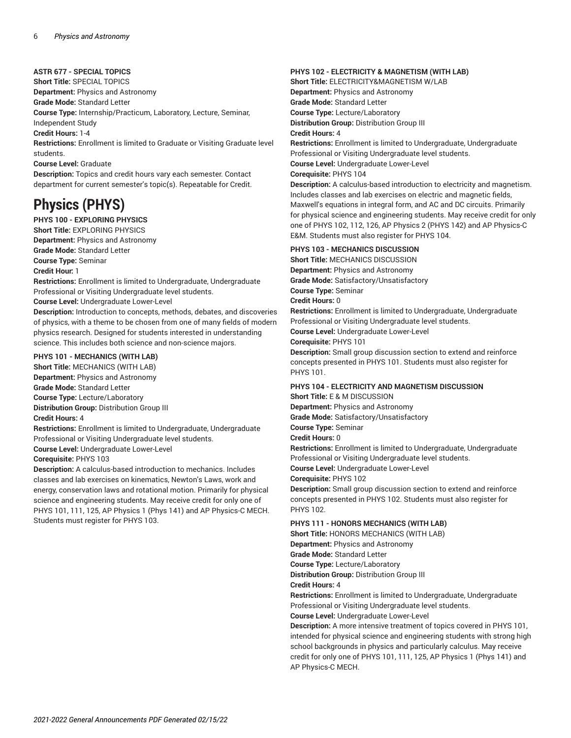**ASTR 677 - SPECIAL TOPICS**
**Short Title:** SPECIAL TOPICS
**Department:** Physics and Astronomy
**Grade Mode:** Standard Letter
**Course Type:** Internship/Practicum, Laboratory, Lecture, Seminar, Independent Study
**Credit Hours:** 1-4
**Restrictions:** Enrollment is limited to Graduate or Visiting Graduate level students.
**Course Level:** Graduate
**Description:** Topics and credit hours vary each semester. Contact department for current semester's topic(s). Repeatable for Credit.

# Physics (PHYS)

**PHYS 100 - EXPLORING PHYSICS**
**Short Title:** EXPLORING PHYSICS
**Department:** Physics and Astronomy
**Grade Mode:** Standard Letter
**Course Type:** Seminar
**Credit Hour:** 1
**Restrictions:** Enrollment is limited to Undergraduate, Undergraduate Professional or Visiting Undergraduate level students.
**Course Level:** Undergraduate Lower-Level
**Description:** Introduction to concepts, methods, debates, and discoveries of physics, with a theme to be chosen from one of many fields of modern physics research. Designed for students interested in understanding science. This includes both science and non-science majors.

**PHYS 101 - MECHANICS (WITH LAB)**
**Short Title:** MECHANICS (WITH LAB)
**Department:** Physics and Astronomy
**Grade Mode:** Standard Letter
**Course Type:** Lecture/Laboratory
**Distribution Group:** Distribution Group III
**Credit Hours:** 4
**Restrictions:** Enrollment is limited to Undergraduate, Undergraduate Professional or Visiting Undergraduate level students.
**Course Level:** Undergraduate Lower-Level
**Corequisite:** PHYS 103
**Description:** A calculus-based introduction to mechanics. Includes classes and lab exercises on kinematics, Newton's Laws, work and energy, conservation laws and rotational motion. Primarily for physical science and engineering students. May receive credit for only one of PHYS 101, 111, 125, AP Physics 1 (Phys 141) and AP Physics-C MECH. Students must register for PHYS 103.

**PHYS 102 - ELECTRICITY & MAGNETISM (WITH LAB)**
**Short Title:** ELECTRICITY&MAGNETISM W/LAB
**Department:** Physics and Astronomy
**Grade Mode:** Standard Letter
**Course Type:** Lecture/Laboratory
**Distribution Group:** Distribution Group III
**Credit Hours:** 4
**Restrictions:** Enrollment is limited to Undergraduate, Undergraduate Professional or Visiting Undergraduate level students.
**Course Level:** Undergraduate Lower-Level
**Corequisite:** PHYS 104
**Description:** A calculus-based introduction to electricity and magnetism. Includes classes and lab exercises on electric and magnetic fields, Maxwell's equations in integral form, and AC and DC circuits. Primarily for physical science and engineering students. May receive credit for only one of PHYS 102, 112, 126, AP Physics 2 (PHYS 142) and AP Physics-C E&M. Students must also register for PHYS 104.

**PHYS 103 - MECHANICS DISCUSSION**
**Short Title:** MECHANICS DISCUSSION
**Department:** Physics and Astronomy
**Grade Mode:** Satisfactory/Unsatisfactory
**Course Type:** Seminar
**Credit Hours:** 0
**Restrictions:** Enrollment is limited to Undergraduate, Undergraduate Professional or Visiting Undergraduate level students.
**Course Level:** Undergraduate Lower-Level
**Corequisite:** PHYS 101
**Description:** Small group discussion section to extend and reinforce concepts presented in PHYS 101. Students must also register for PHYS 101.

**PHYS 104 - ELECTRICITY AND MAGNETISM DISCUSSION**
**Short Title:** E & M DISCUSSION
**Department:** Physics and Astronomy
**Grade Mode:** Satisfactory/Unsatisfactory
**Course Type:** Seminar
**Credit Hours:** 0
**Restrictions:** Enrollment is limited to Undergraduate, Undergraduate Professional or Visiting Undergraduate level students.
**Course Level:** Undergraduate Lower-Level
**Corequisite:** PHYS 102
**Description:** Small group discussion section to extend and reinforce concepts presented in PHYS 102. Students must also register for PHYS 102.

**PHYS 111 - HONORS MECHANICS (WITH LAB)**
**Short Title:** HONORS MECHANICS (WITH LAB)
**Department:** Physics and Astronomy
**Grade Mode:** Standard Letter
**Course Type:** Lecture/Laboratory
**Distribution Group:** Distribution Group III
**Credit Hours:** 4
**Restrictions:** Enrollment is limited to Undergraduate, Undergraduate Professional or Visiting Undergraduate level students.
**Course Level:** Undergraduate Lower-Level
**Description:** A more intensive treatment of topics covered in PHYS 101, intended for physical science and engineering students with strong high school backgrounds in physics and particularly calculus. May receive credit for only one of PHYS 101, 111, 125, AP Physics 1 (Phys 141) and AP Physics-C MECH.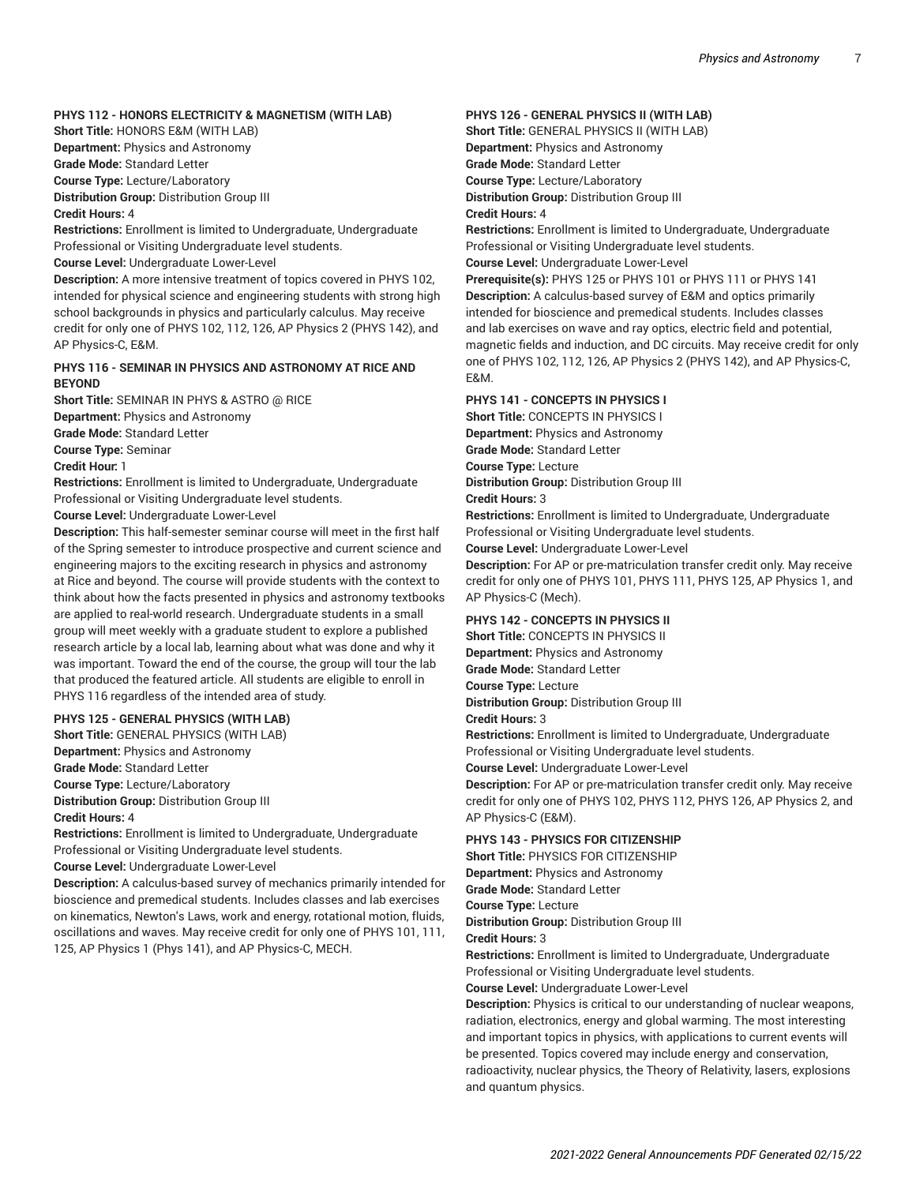**PHYS 112 - HONORS ELECTRICITY & MAGNETISM (WITH LAB)**

**Short Title:** HONORS E&M (WITH LAB)
**Department:** Physics and Astronomy
**Grade Mode:** Standard Letter
**Course Type:** Lecture/Laboratory
**Distribution Group:** Distribution Group III
**Credit Hours:** 4
**Restrictions:** Enrollment is limited to Undergraduate, Undergraduate Professional or Visiting Undergraduate level students.
**Course Level:** Undergraduate Lower-Level
**Description:** A more intensive treatment of topics covered in PHYS 102, intended for physical science and engineering students with strong high school backgrounds in physics and particularly calculus. May receive credit for only one of PHYS 102, 112, 126, AP Physics 2 (PHYS 142), and AP Physics-C, E&M.

**PHYS 116 - SEMINAR IN PHYSICS AND ASTRONOMY AT RICE AND BEYOND**

**Short Title:** SEMINAR IN PHYS & ASTRO @ RICE
**Department:** Physics and Astronomy
**Grade Mode:** Standard Letter
**Course Type:** Seminar
**Credit Hour:** 1
**Restrictions:** Enrollment is limited to Undergraduate, Undergraduate Professional or Visiting Undergraduate level students.
**Course Level:** Undergraduate Lower-Level
**Description:** This half-semester seminar course will meet in the first half of the Spring semester to introduce prospective and current science and engineering majors to the exciting research in physics and astronomy at Rice and beyond. The course will provide students with the context to think about how the facts presented in physics and astronomy textbooks are applied to real-world research. Undergraduate students in a small group will meet weekly with a graduate student to explore a published research article by a local lab, learning about what was done and why it was important. Toward the end of the course, the group will tour the lab that produced the featured article. All students are eligible to enroll in PHYS 116 regardless of the intended area of study.

**PHYS 125 - GENERAL PHYSICS (WITH LAB)**

**Short Title:** GENERAL PHYSICS (WITH LAB)
**Department:** Physics and Astronomy
**Grade Mode:** Standard Letter
**Course Type:** Lecture/Laboratory
**Distribution Group:** Distribution Group III
**Credit Hours:** 4
**Restrictions:** Enrollment is limited to Undergraduate, Undergraduate Professional or Visiting Undergraduate level students.
**Course Level:** Undergraduate Lower-Level
**Description:** A calculus-based survey of mechanics primarily intended for bioscience and premedical students. Includes classes and lab exercises on kinematics, Newton's Laws, work and energy, rotational motion, fluids, oscillations and waves. May receive credit for only one of PHYS 101, 111, 125, AP Physics 1 (Phys 141), and AP Physics-C, MECH.

**PHYS 126 - GENERAL PHYSICS II (WITH LAB)**

**Short Title:** GENERAL PHYSICS II (WITH LAB)
**Department:** Physics and Astronomy
**Grade Mode:** Standard Letter
**Course Type:** Lecture/Laboratory
**Distribution Group:** Distribution Group III
**Credit Hours:** 4
**Restrictions:** Enrollment is limited to Undergraduate, Undergraduate Professional or Visiting Undergraduate level students.
**Course Level:** Undergraduate Lower-Level
**Prerequisite(s):** PHYS 125 or PHYS 101 or PHYS 111 or PHYS 141
**Description:** A calculus-based survey of E&M and optics primarily intended for bioscience and premedical students. Includes classes and lab exercises on wave and ray optics, electric field and potential, magnetic fields and induction, and DC circuits. May receive credit for only one of PHYS 102, 112, 126, AP Physics 2 (PHYS 142), and AP Physics-C, E&M.

**PHYS 141 - CONCEPTS IN PHYSICS I**

**Short Title:** CONCEPTS IN PHYSICS I
**Department:** Physics and Astronomy
**Grade Mode:** Standard Letter
**Course Type:** Lecture
**Distribution Group:** Distribution Group III
**Credit Hours:** 3
**Restrictions:** Enrollment is limited to Undergraduate, Undergraduate Professional or Visiting Undergraduate level students.
**Course Level:** Undergraduate Lower-Level
**Description:** For AP or pre-matriculation transfer credit only. May receive credit for only one of PHYS 101, PHYS 111, PHYS 125, AP Physics 1, and AP Physics-C (Mech).

**PHYS 142 - CONCEPTS IN PHYSICS II**

**Short Title:** CONCEPTS IN PHYSICS II
**Department:** Physics and Astronomy
**Grade Mode:** Standard Letter
**Course Type:** Lecture
**Distribution Group:** Distribution Group III
**Credit Hours:** 3
**Restrictions:** Enrollment is limited to Undergraduate, Undergraduate Professional or Visiting Undergraduate level students.
**Course Level:** Undergraduate Lower-Level
**Description:** For AP or pre-matriculation transfer credit only. May receive credit for only one of PHYS 102, PHYS 112, PHYS 126, AP Physics 2, and AP Physics-C (E&M).

**PHYS 143 - PHYSICS FOR CITIZENSHIP**

**Short Title:** PHYSICS FOR CITIZENSHIP
**Department:** Physics and Astronomy
**Grade Mode:** Standard Letter
**Course Type:** Lecture
**Distribution Group:** Distribution Group III
**Credit Hours:** 3
**Restrictions:** Enrollment is limited to Undergraduate, Undergraduate Professional or Visiting Undergraduate level students.
**Course Level:** Undergraduate Lower-Level
**Description:** Physics is critical to our understanding of nuclear weapons, radiation, electronics, energy and global warming. The most interesting and important topics in physics, with applications to current events will be presented. Topics covered may include energy and conservation, radioactivity, nuclear physics, the Theory of Relativity, lasers, explosions and quantum physics.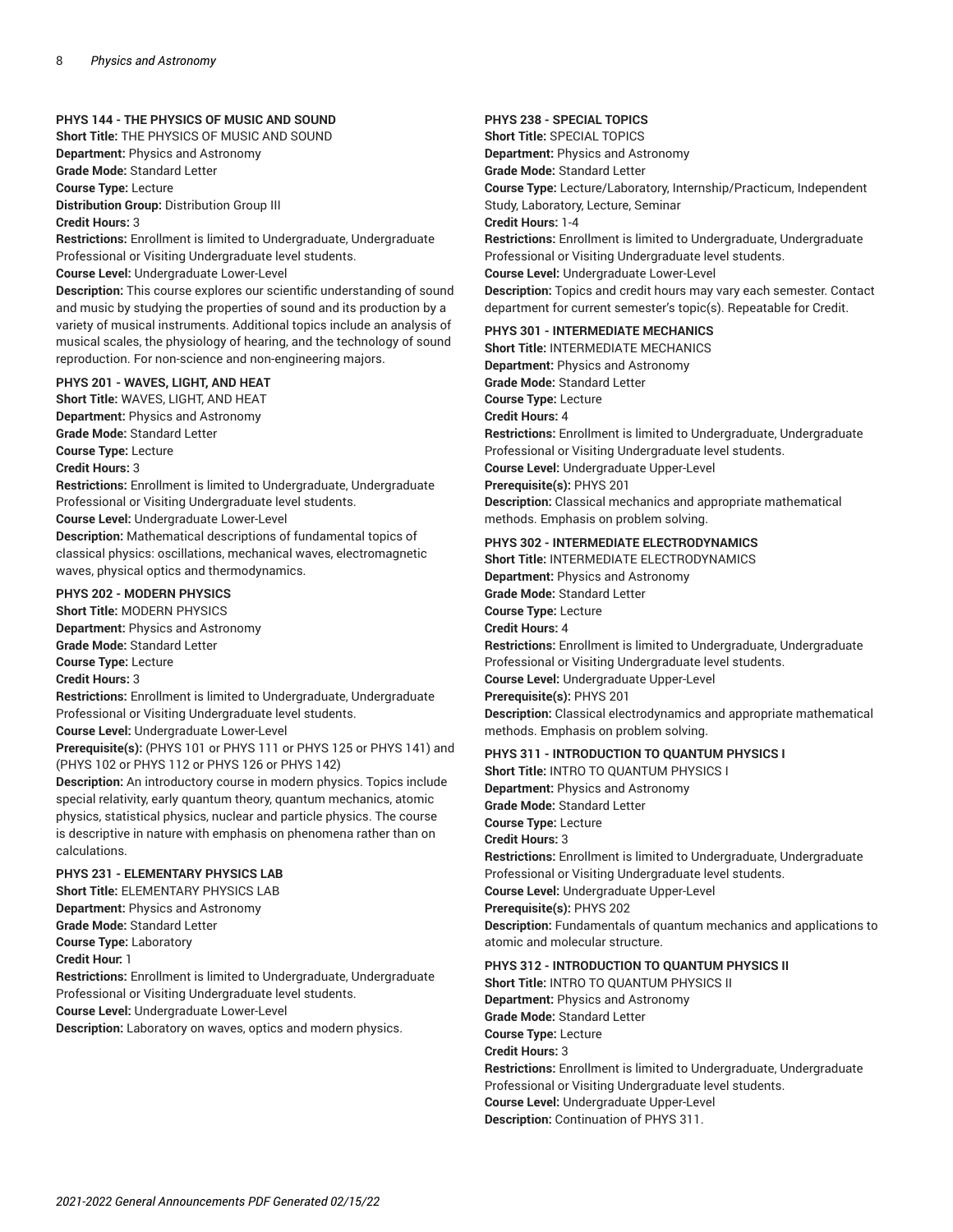**PHYS 144 - THE PHYSICS OF MUSIC AND SOUND**
**Short Title:** THE PHYSICS OF MUSIC AND SOUND
**Department:** Physics and Astronomy
**Grade Mode:** Standard Letter
**Course Type:** Lecture
**Distribution Group:** Distribution Group III
**Credit Hours:** 3
**Restrictions:** Enrollment is limited to Undergraduate, Undergraduate Professional or Visiting Undergraduate level students.
**Course Level:** Undergraduate Lower-Level
**Description:** This course explores our scientific understanding of sound and music by studying the properties of sound and its production by a variety of musical instruments. Additional topics include an analysis of musical scales, the physiology of hearing, and the technology of sound reproduction. For non-science and non-engineering majors.

**PHYS 201 - WAVES, LIGHT, AND HEAT**
**Short Title:** WAVES, LIGHT, AND HEAT
**Department:** Physics and Astronomy
**Grade Mode:** Standard Letter
**Course Type:** Lecture
**Credit Hours:** 3
**Restrictions:** Enrollment is limited to Undergraduate, Undergraduate Professional or Visiting Undergraduate level students.
**Course Level:** Undergraduate Lower-Level
**Description:** Mathematical descriptions of fundamental topics of classical physics: oscillations, mechanical waves, electromagnetic waves, physical optics and thermodynamics.

**PHYS 202 - MODERN PHYSICS**
**Short Title:** MODERN PHYSICS
**Department:** Physics and Astronomy
**Grade Mode:** Standard Letter
**Course Type:** Lecture
**Credit Hours:** 3
**Restrictions:** Enrollment is limited to Undergraduate, Undergraduate Professional or Visiting Undergraduate level students.
**Course Level:** Undergraduate Lower-Level
**Prerequisite(s):** (PHYS 101 or PHYS 111 or PHYS 125 or PHYS 141) and (PHYS 102 or PHYS 112 or PHYS 126 or PHYS 142)
**Description:** An introductory course in modern physics. Topics include special relativity, early quantum theory, quantum mechanics, atomic physics, statistical physics, nuclear and particle physics. The course is descriptive in nature with emphasis on phenomena rather than on calculations.

**PHYS 231 - ELEMENTARY PHYSICS LAB**
**Short Title:** ELEMENTARY PHYSICS LAB
**Department:** Physics and Astronomy
**Grade Mode:** Standard Letter
**Course Type:** Laboratory
**Credit Hour:** 1
**Restrictions:** Enrollment is limited to Undergraduate, Undergraduate Professional or Visiting Undergraduate level students.
**Course Level:** Undergraduate Lower-Level
**Description:** Laboratory on waves, optics and modern physics.

**PHYS 238 - SPECIAL TOPICS**
**Short Title:** SPECIAL TOPICS
**Department:** Physics and Astronomy
**Grade Mode:** Standard Letter
**Course Type:** Lecture/Laboratory, Internship/Practicum, Independent Study, Laboratory, Lecture, Seminar
**Credit Hours:** 1-4
**Restrictions:** Enrollment is limited to Undergraduate, Undergraduate Professional or Visiting Undergraduate level students.
**Course Level:** Undergraduate Lower-Level
**Description:** Topics and credit hours may vary each semester. Contact department for current semester's topic(s). Repeatable for Credit.

**PHYS 301 - INTERMEDIATE MECHANICS**
**Short Title:** INTERMEDIATE MECHANICS
**Department:** Physics and Astronomy
**Grade Mode:** Standard Letter
**Course Type:** Lecture
**Credit Hours:** 4
**Restrictions:** Enrollment is limited to Undergraduate, Undergraduate Professional or Visiting Undergraduate level students.
**Course Level:** Undergraduate Upper-Level
**Prerequisite(s):** PHYS 201
**Description:** Classical mechanics and appropriate mathematical methods. Emphasis on problem solving.

**PHYS 302 - INTERMEDIATE ELECTRODYNAMICS**
**Short Title:** INTERMEDIATE ELECTRODYNAMICS
**Department:** Physics and Astronomy
**Grade Mode:** Standard Letter
**Course Type:** Lecture
**Credit Hours:** 4
**Restrictions:** Enrollment is limited to Undergraduate, Undergraduate Professional or Visiting Undergraduate level students.
**Course Level:** Undergraduate Upper-Level
**Prerequisite(s):** PHYS 201
**Description:** Classical electrodynamics and appropriate mathematical methods. Emphasis on problem solving.

**PHYS 311 - INTRODUCTION TO QUANTUM PHYSICS I**
**Short Title:** INTRO TO QUANTUM PHYSICS I
**Department:** Physics and Astronomy
**Grade Mode:** Standard Letter
**Course Type:** Lecture
**Credit Hours:** 3
**Restrictions:** Enrollment is limited to Undergraduate, Undergraduate Professional or Visiting Undergraduate level students.
**Course Level:** Undergraduate Upper-Level
**Prerequisite(s):** PHYS 202
**Description:** Fundamentals of quantum mechanics and applications to atomic and molecular structure.

**PHYS 312 - INTRODUCTION TO QUANTUM PHYSICS II**
**Short Title:** INTRO TO QUANTUM PHYSICS II
**Department:** Physics and Astronomy
**Grade Mode:** Standard Letter
**Course Type:** Lecture
**Credit Hours:** 3
**Restrictions:** Enrollment is limited to Undergraduate, Undergraduate Professional or Visiting Undergraduate level students.
**Course Level:** Undergraduate Upper-Level
**Description:** Continuation of PHYS 311.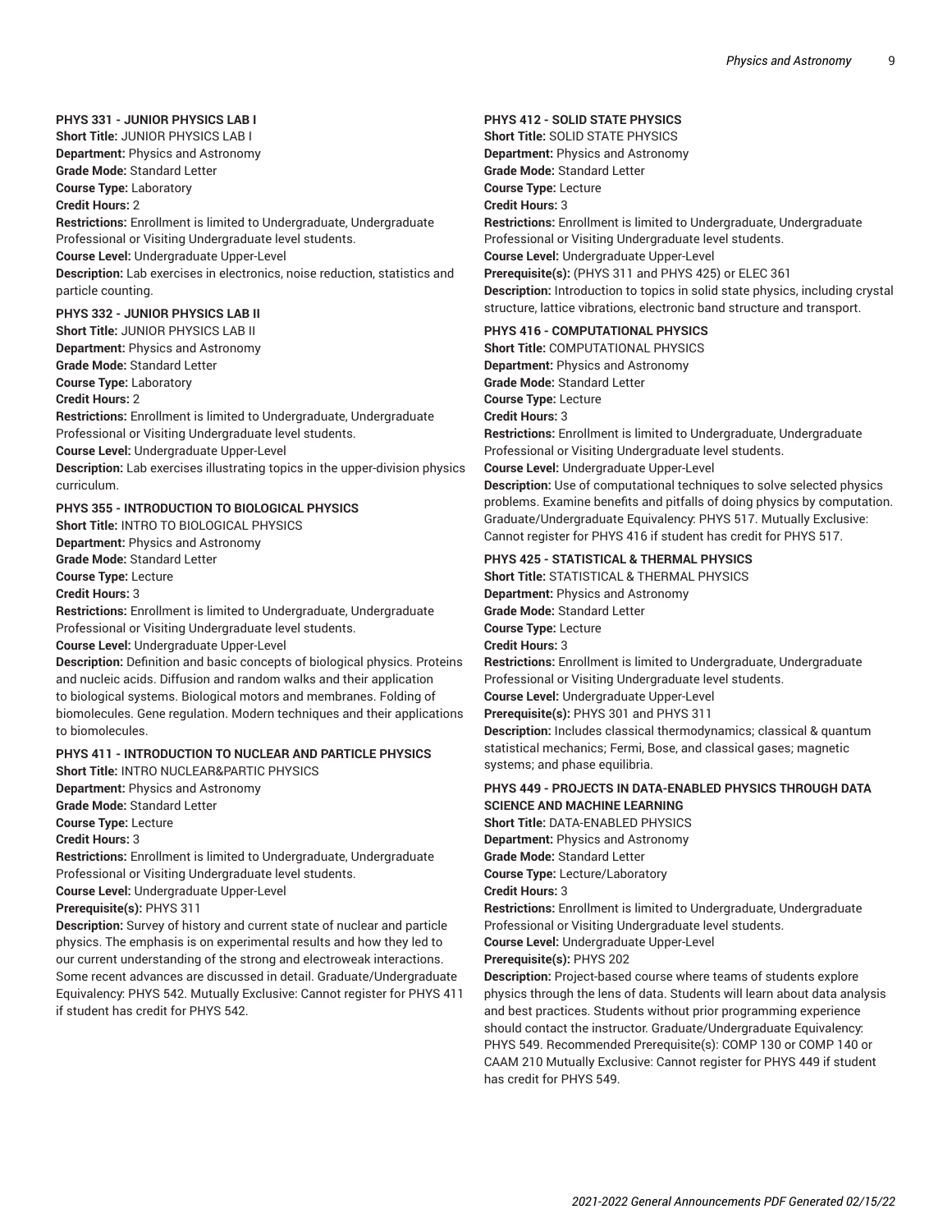**PHYS 331 - JUNIOR PHYSICS LAB I**

**Short Title:** JUNIOR PHYSICS LAB I
**Department:** Physics and Astronomy
**Grade Mode:** Standard Letter
**Course Type:** Laboratory
**Credit Hours:** 2
**Restrictions:** Enrollment is limited to Undergraduate, Undergraduate Professional or Visiting Undergraduate level students.
**Course Level:** Undergraduate Upper-Level
**Description:** Lab exercises in electronics, noise reduction, statistics and particle counting.

**PHYS 332 - JUNIOR PHYSICS LAB II**

**Short Title:** JUNIOR PHYSICS LAB II
**Department:** Physics and Astronomy
**Grade Mode:** Standard Letter
**Course Type:** Laboratory
**Credit Hours:** 2
**Restrictions:** Enrollment is limited to Undergraduate, Undergraduate Professional or Visiting Undergraduate level students.
**Course Level:** Undergraduate Upper-Level
**Description:** Lab exercises illustrating topics in the upper-division physics curriculum.

**PHYS 355 - INTRODUCTION TO BIOLOGICAL PHYSICS**

**Short Title:** INTRO TO BIOLOGICAL PHYSICS
**Department:** Physics and Astronomy
**Grade Mode:** Standard Letter
**Course Type:** Lecture
**Credit Hours:** 3
**Restrictions:** Enrollment is limited to Undergraduate, Undergraduate Professional or Visiting Undergraduate level students.
**Course Level:** Undergraduate Upper-Level
**Description:** Definition and basic concepts of biological physics. Proteins and nucleic acids. Diffusion and random walks and their application to biological systems. Biological motors and membranes. Folding of biomolecules. Gene regulation. Modern techniques and their applications to biomolecules.

**PHYS 411 - INTRODUCTION TO NUCLEAR AND PARTICLE PHYSICS**

**Short Title:** INTRO NUCLEAR&PARTIC PHYSICS
**Department:** Physics and Astronomy
**Grade Mode:** Standard Letter
**Course Type:** Lecture
**Credit Hours:** 3
**Restrictions:** Enrollment is limited to Undergraduate, Undergraduate Professional or Visiting Undergraduate level students.
**Course Level:** Undergraduate Upper-Level
**Prerequisite(s):** PHYS 311
**Description:** Survey of history and current state of nuclear and particle physics. The emphasis is on experimental results and how they led to our current understanding of the strong and electroweak interactions. Some recent advances are discussed in detail. Graduate/Undergraduate Equivalency: PHYS 542. Mutually Exclusive: Cannot register for PHYS 411 if student has credit for PHYS 542.

**PHYS 412 - SOLID STATE PHYSICS**

**Short Title:** SOLID STATE PHYSICS
**Department:** Physics and Astronomy
**Grade Mode:** Standard Letter
**Course Type:** Lecture
**Credit Hours:** 3
**Restrictions:** Enrollment is limited to Undergraduate, Undergraduate Professional or Visiting Undergraduate level students.
**Course Level:** Undergraduate Upper-Level
**Prerequisite(s):** (PHYS 311 and PHYS 425) or ELEC 361
**Description:** Introduction to topics in solid state physics, including crystal structure, lattice vibrations, electronic band structure and transport.

**PHYS 416 - COMPUTATIONAL PHYSICS**

**Short Title:** COMPUTATIONAL PHYSICS
**Department:** Physics and Astronomy
**Grade Mode:** Standard Letter
**Course Type:** Lecture
**Credit Hours:** 3
**Restrictions:** Enrollment is limited to Undergraduate, Undergraduate Professional or Visiting Undergraduate level students.
**Course Level:** Undergraduate Upper-Level
**Description:** Use of computational techniques to solve selected physics problems. Examine benefits and pitfalls of doing physics by computation. Graduate/Undergraduate Equivalency: PHYS 517. Mutually Exclusive: Cannot register for PHYS 416 if student has credit for PHYS 517.

**PHYS 425 - STATISTICAL & THERMAL PHYSICS**

**Short Title:** STATISTICAL & THERMAL PHYSICS
**Department:** Physics and Astronomy
**Grade Mode:** Standard Letter
**Course Type:** Lecture
**Credit Hours:** 3
**Restrictions:** Enrollment is limited to Undergraduate, Undergraduate Professional or Visiting Undergraduate level students.
**Course Level:** Undergraduate Upper-Level
**Prerequisite(s):** PHYS 301 and PHYS 311
**Description:** Includes classical thermodynamics; classical & quantum statistical mechanics; Fermi, Bose, and classical gases; magnetic systems; and phase equilibria.

**PHYS 449 - PROJECTS IN DATA-ENABLED PHYSICS THROUGH DATA SCIENCE AND MACHINE LEARNING**

**Short Title:** DATA-ENABLED PHYSICS
**Department:** Physics and Astronomy
**Grade Mode:** Standard Letter
**Course Type:** Lecture/Laboratory
**Credit Hours:** 3
**Restrictions:** Enrollment is limited to Undergraduate, Undergraduate Professional or Visiting Undergraduate level students.
**Course Level:** Undergraduate Upper-Level
**Prerequisite(s):** PHYS 202
**Description:** Project-based course where teams of students explore physics through the lens of data. Students will learn about data analysis and best practices. Students without prior programming experience should contact the instructor. Graduate/Undergraduate Equivalency: PHYS 549. Recommended Prerequisite(s): COMP 130 or COMP 140 or CAAM 210 Mutually Exclusive: Cannot register for PHYS 449 if student has credit for PHYS 549.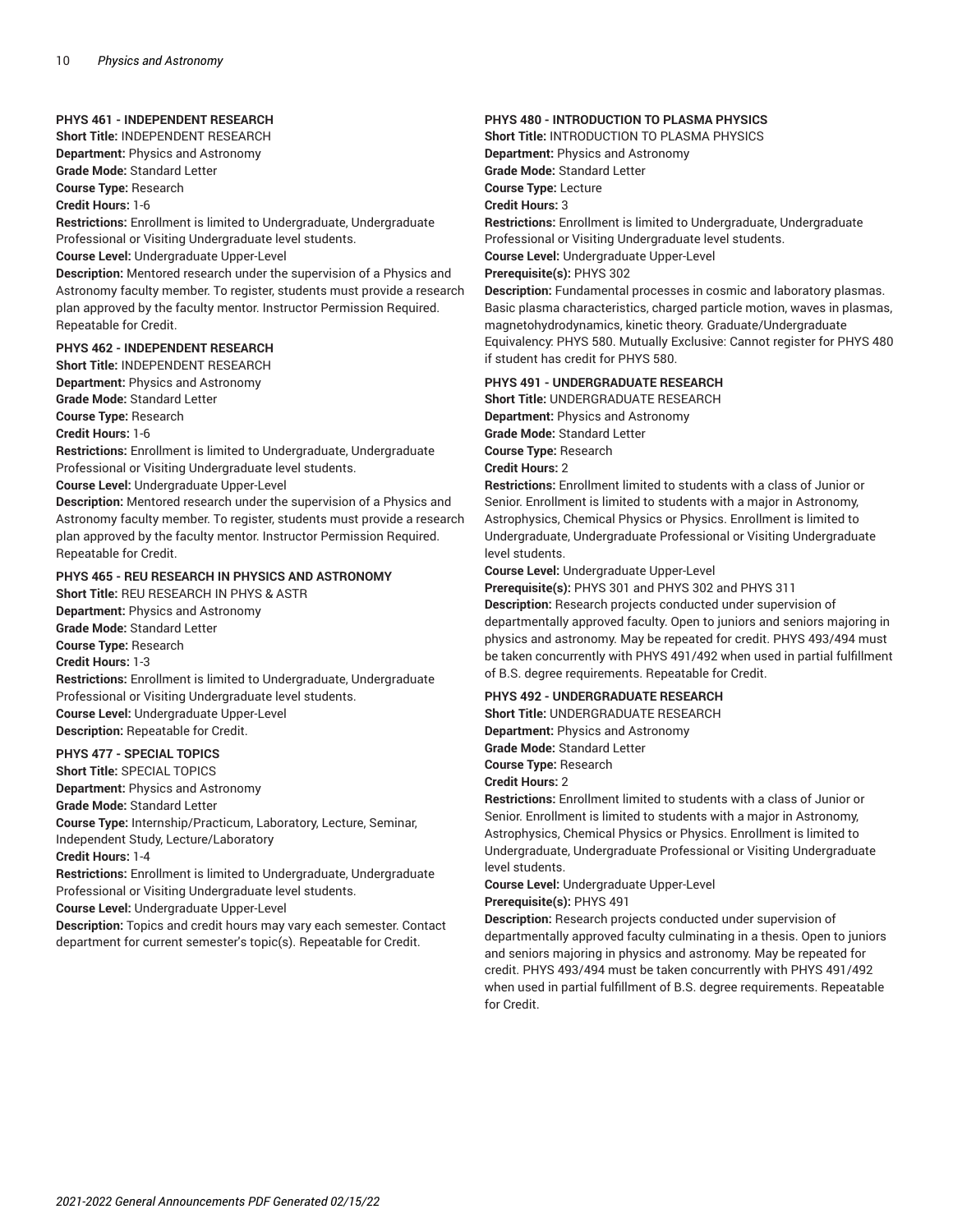**PHYS 461 - INDEPENDENT RESEARCH**
**Short Title:** INDEPENDENT RESEARCH
**Department:** Physics and Astronomy
**Grade Mode:** Standard Letter
**Course Type:** Research
**Credit Hours:** 1-6
**Restrictions:** Enrollment is limited to Undergraduate, Undergraduate Professional or Visiting Undergraduate level students.
**Course Level:** Undergraduate Upper-Level
**Description:** Mentored research under the supervision of a Physics and Astronomy faculty member. To register, students must provide a research plan approved by the faculty mentor. Instructor Permission Required. Repeatable for Credit.

**PHYS 462 - INDEPENDENT RESEARCH**
**Short Title:** INDEPENDENT RESEARCH
**Department:** Physics and Astronomy
**Grade Mode:** Standard Letter
**Course Type:** Research
**Credit Hours:** 1-6
**Restrictions:** Enrollment is limited to Undergraduate, Undergraduate Professional or Visiting Undergraduate level students.
**Course Level:** Undergraduate Upper-Level
**Description:** Mentored research under the supervision of a Physics and Astronomy faculty member. To register, students must provide a research plan approved by the faculty mentor. Instructor Permission Required. Repeatable for Credit.

**PHYS 465 - REU RESEARCH IN PHYSICS AND ASTRONOMY**
**Short Title:** REU RESEARCH IN PHYS & ASTR
**Department:** Physics and Astronomy
**Grade Mode:** Standard Letter
**Course Type:** Research
**Credit Hours:** 1-3
**Restrictions:** Enrollment is limited to Undergraduate, Undergraduate Professional or Visiting Undergraduate level students.
**Course Level:** Undergraduate Upper-Level
**Description:** Repeatable for Credit.

**PHYS 477 - SPECIAL TOPICS**
**Short Title:** SPECIAL TOPICS
**Department:** Physics and Astronomy
**Grade Mode:** Standard Letter
**Course Type:** Internship/Practicum, Laboratory, Lecture, Seminar, Independent Study, Lecture/Laboratory
**Credit Hours:** 1-4
**Restrictions:** Enrollment is limited to Undergraduate, Undergraduate Professional or Visiting Undergraduate level students.
**Course Level:** Undergraduate Upper-Level
**Description:** Topics and credit hours may vary each semester. Contact department for current semester's topic(s). Repeatable for Credit.

**PHYS 480 - INTRODUCTION TO PLASMA PHYSICS**
**Short Title:** INTRODUCTION TO PLASMA PHYSICS
**Department:** Physics and Astronomy
**Grade Mode:** Standard Letter
**Course Type:** Lecture
**Credit Hours:** 3
**Restrictions:** Enrollment is limited to Undergraduate, Undergraduate Professional or Visiting Undergraduate level students.
**Course Level:** Undergraduate Upper-Level
**Prerequisite(s):** PHYS 302
**Description:** Fundamental processes in cosmic and laboratory plasmas. Basic plasma characteristics, charged particle motion, waves in plasmas, magnetohydrodynamics, kinetic theory. Graduate/Undergraduate Equivalency: PHYS 580. Mutually Exclusive: Cannot register for PHYS 480 if student has credit for PHYS 580.

**PHYS 491 - UNDERGRADUATE RESEARCH**
**Short Title:** UNDERGRADUATE RESEARCH
**Department:** Physics and Astronomy
**Grade Mode:** Standard Letter
**Course Type:** Research
**Credit Hours:** 2
**Restrictions:** Enrollment limited to students with a class of Junior or Senior. Enrollment is limited to students with a major in Astronomy, Astrophysics, Chemical Physics or Physics. Enrollment is limited to Undergraduate, Undergraduate Professional or Visiting Undergraduate level students.
**Course Level:** Undergraduate Upper-Level
**Prerequisite(s):** PHYS 301 and PHYS 302 and PHYS 311
**Description:** Research projects conducted under supervision of departmentally approved faculty. Open to juniors and seniors majoring in physics and astronomy. May be repeated for credit. PHYS 493/494 must be taken concurrently with PHYS 491/492 when used in partial fulfillment of B.S. degree requirements. Repeatable for Credit.

**PHYS 492 - UNDERGRADUATE RESEARCH**
**Short Title:** UNDERGRADUATE RESEARCH
**Department:** Physics and Astronomy
**Grade Mode:** Standard Letter
**Course Type:** Research
**Credit Hours:** 2
**Restrictions:** Enrollment limited to students with a class of Junior or Senior. Enrollment is limited to students with a major in Astronomy, Astrophysics, Chemical Physics or Physics. Enrollment is limited to Undergraduate, Undergraduate Professional or Visiting Undergraduate level students.
**Course Level:** Undergraduate Upper-Level
**Prerequisite(s):** PHYS 491
**Description:** Research projects conducted under supervision of departmentally approved faculty culminating in a thesis. Open to juniors and seniors majoring in physics and astronomy. May be repeated for credit. PHYS 493/494 must be taken concurrently with PHYS 491/492 when used in partial fulfillment of B.S. degree requirements. Repeatable for Credit.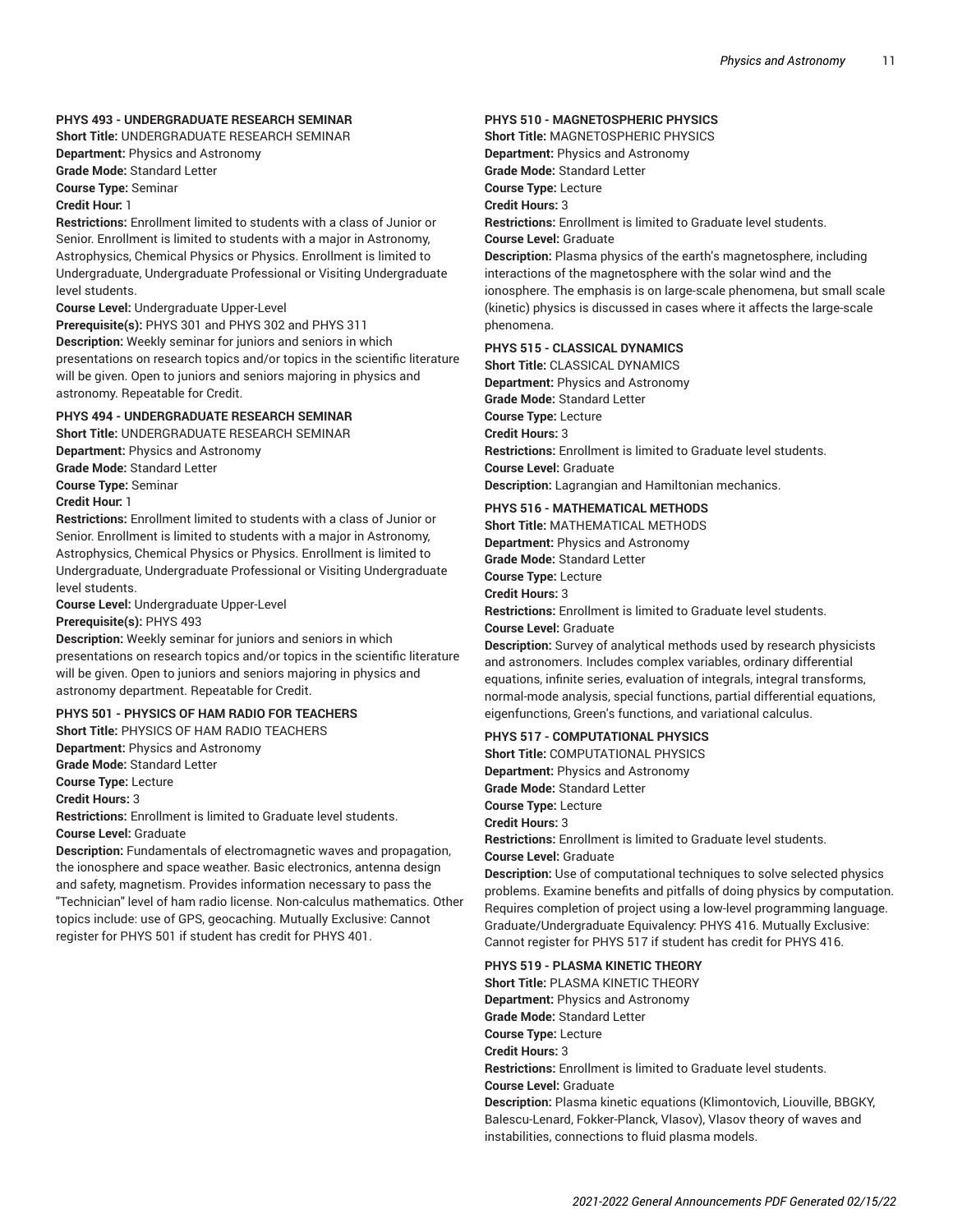#### PHYS 493 - UNDERGRADUATE RESEARCH SEMINAR

**Short Title:** UNDERGRADUATE RESEARCH SEMINAR
**Department:** Physics and Astronomy
**Grade Mode:** Standard Letter
**Course Type:** Seminar
**Credit Hour:** 1
**Restrictions:** Enrollment limited to students with a class of Junior or Senior. Enrollment is limited to students with a major in Astronomy, Astrophysics, Chemical Physics or Physics. Enrollment is limited to Undergraduate, Undergraduate Professional or Visiting Undergraduate level students.
**Course Level:** Undergraduate Upper-Level
**Prerequisite(s):** PHYS 301 and PHYS 302 and PHYS 311
**Description:** Weekly seminar for juniors and seniors in which presentations on research topics and/or topics in the scientific literature will be given. Open to juniors and seniors majoring in physics and astronomy. Repeatable for Credit.

#### PHYS 494 - UNDERGRADUATE RESEARCH SEMINAR

**Short Title:** UNDERGRADUATE RESEARCH SEMINAR
**Department:** Physics and Astronomy
**Grade Mode:** Standard Letter
**Course Type:** Seminar
**Credit Hour:** 1
**Restrictions:** Enrollment limited to students with a class of Junior or Senior. Enrollment is limited to students with a major in Astronomy, Astrophysics, Chemical Physics or Physics. Enrollment is limited to Undergraduate, Undergraduate Professional or Visiting Undergraduate level students.
**Course Level:** Undergraduate Upper-Level
**Prerequisite(s):** PHYS 493
**Description:** Weekly seminar for juniors and seniors in which presentations on research topics and/or topics in the scientific literature will be given. Open to juniors and seniors majoring in physics and astronomy department. Repeatable for Credit.

#### PHYS 501 - PHYSICS OF HAM RADIO FOR TEACHERS

**Short Title:** PHYSICS OF HAM RADIO TEACHERS
**Department:** Physics and Astronomy
**Grade Mode:** Standard Letter
**Course Type:** Lecture
**Credit Hours:** 3
**Restrictions:** Enrollment is limited to Graduate level students.
**Course Level:** Graduate
**Description:** Fundamentals of electromagnetic waves and propagation, the ionosphere and space weather. Basic electronics, antenna design and safety, magnetism. Provides information necessary to pass the "Technician" level of ham radio license. Non-calculus mathematics. Other topics include: use of GPS, geocaching. Mutually Exclusive: Cannot register for PHYS 501 if student has credit for PHYS 401.

#### PHYS 510 - MAGNETOSPHERIC PHYSICS

**Short Title:** MAGNETOSPHERIC PHYSICS
**Department:** Physics and Astronomy
**Grade Mode:** Standard Letter
**Course Type:** Lecture
**Credit Hours:** 3
**Restrictions:** Enrollment is limited to Graduate level students.
**Course Level:** Graduate
**Description:** Plasma physics of the earth's magnetosphere, including interactions of the magnetosphere with the solar wind and the ionosphere. The emphasis is on large-scale phenomena, but small scale (kinetic) physics is discussed in cases where it affects the large-scale phenomena.

#### PHYS 515 - CLASSICAL DYNAMICS

**Short Title:** CLASSICAL DYNAMICS
**Department:** Physics and Astronomy
**Grade Mode:** Standard Letter
**Course Type:** Lecture
**Credit Hours:** 3
**Restrictions:** Enrollment is limited to Graduate level students.
**Course Level:** Graduate
**Description:** Lagrangian and Hamiltonian mechanics.

#### PHYS 516 - MATHEMATICAL METHODS

**Short Title:** MATHEMATICAL METHODS
**Department:** Physics and Astronomy
**Grade Mode:** Standard Letter
**Course Type:** Lecture
**Credit Hours:** 3
**Restrictions:** Enrollment is limited to Graduate level students.
**Course Level:** Graduate
**Description:** Survey of analytical methods used by research physicists and astronomers. Includes complex variables, ordinary differential equations, infinite series, evaluation of integrals, integral transforms, normal-mode analysis, special functions, partial differential equations, eigenfunctions, Green's functions, and variational calculus.

#### PHYS 517 - COMPUTATIONAL PHYSICS

**Short Title:** COMPUTATIONAL PHYSICS
**Department:** Physics and Astronomy
**Grade Mode:** Standard Letter
**Course Type:** Lecture
**Credit Hours:** 3
**Restrictions:** Enrollment is limited to Graduate level students.
**Course Level:** Graduate
**Description:** Use of computational techniques to solve selected physics problems. Examine benefits and pitfalls of doing physics by computation. Requires completion of project using a low-level programming language. Graduate/Undergraduate Equivalency: PHYS 416. Mutually Exclusive: Cannot register for PHYS 517 if student has credit for PHYS 416.

#### PHYS 519 - PLASMA KINETIC THEORY

**Short Title:** PLASMA KINETIC THEORY
**Department:** Physics and Astronomy
**Grade Mode:** Standard Letter
**Course Type:** Lecture
**Credit Hours:** 3
**Restrictions:** Enrollment is limited to Graduate level students.
**Course Level:** Graduate
**Description:** Plasma kinetic equations (Klimontovich, Liouville, BBGKY, Balescu-Lenard, Fokker-Planck, Vlasov), Vlasov theory of waves and instabilities, connections to fluid plasma models.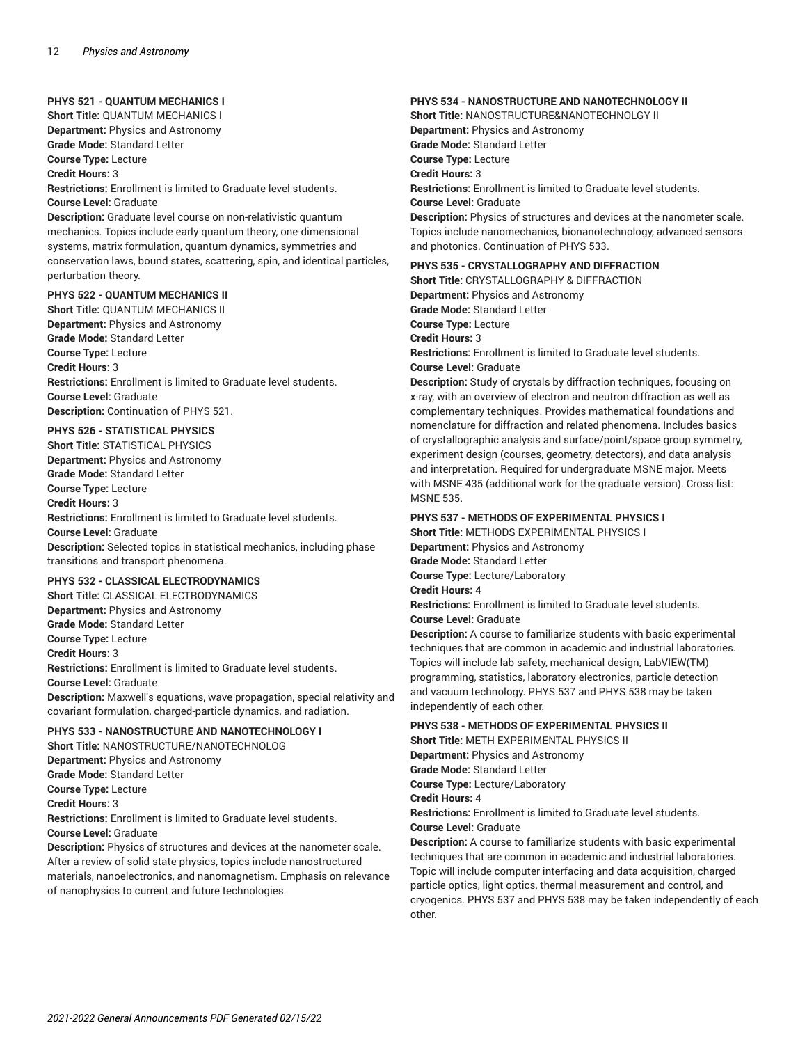**PHYS 521 - QUANTUM MECHANICS I**
**Short Title:** QUANTUM MECHANICS I
**Department:** Physics and Astronomy
**Grade Mode:** Standard Letter
**Course Type:** Lecture
**Credit Hours:** 3
**Restrictions:** Enrollment is limited to Graduate level students.
**Course Level:** Graduate
**Description:** Graduate level course on non-relativistic quantum mechanics. Topics include early quantum theory, one-dimensional systems, matrix formulation, quantum dynamics, symmetries and conservation laws, bound states, scattering, spin, and identical particles, perturbation theory.

**PHYS 522 - QUANTUM MECHANICS II**
**Short Title:** QUANTUM MECHANICS II
**Department:** Physics and Astronomy
**Grade Mode:** Standard Letter
**Course Type:** Lecture
**Credit Hours:** 3
**Restrictions:** Enrollment is limited to Graduate level students.
**Course Level:** Graduate
**Description:** Continuation of PHYS 521.

**PHYS 526 - STATISTICAL PHYSICS**
**Short Title:** STATISTICAL PHYSICS
**Department:** Physics and Astronomy
**Grade Mode:** Standard Letter
**Course Type:** Lecture
**Credit Hours:** 3
**Restrictions:** Enrollment is limited to Graduate level students.
**Course Level:** Graduate
**Description:** Selected topics in statistical mechanics, including phase transitions and transport phenomena.

**PHYS 532 - CLASSICAL ELECTRODYNAMICS**
**Short Title:** CLASSICAL ELECTRODYNAMICS
**Department:** Physics and Astronomy
**Grade Mode:** Standard Letter
**Course Type:** Lecture
**Credit Hours:** 3
**Restrictions:** Enrollment is limited to Graduate level students.
**Course Level:** Graduate
**Description:** Maxwell's equations, wave propagation, special relativity and covariant formulation, charged-particle dynamics, and radiation.

**PHYS 533 - NANOSTRUCTURE AND NANOTECHNOLOGY I**
**Short Title:** NANOSTRUCTURE/NANOTECHNOLOG
**Department:** Physics and Astronomy
**Grade Mode:** Standard Letter
**Course Type:** Lecture
**Credit Hours:** 3
**Restrictions:** Enrollment is limited to Graduate level students.
**Course Level:** Graduate
**Description:** Physics of structures and devices at the nanometer scale. After a review of solid state physics, topics include nanostructured materials, nanoelectronics, and nanomagnetism. Emphasis on relevance of nanophysics to current and future technologies.

**PHYS 534 - NANOSTRUCTURE AND NANOTECHNOLOGY II**
**Short Title:** NANOSTRUCTURE&NANOTECHNOLGY II
**Department:** Physics and Astronomy
**Grade Mode:** Standard Letter
**Course Type:** Lecture
**Credit Hours:** 3
**Restrictions:** Enrollment is limited to Graduate level students.
**Course Level:** Graduate
**Description:** Physics of structures and devices at the nanometer scale. Topics include nanomechanics, bionanotechnology, advanced sensors and photonics. Continuation of PHYS 533.

**PHYS 535 - CRYSTALLOGRAPHY AND DIFFRACTION**
**Short Title:** CRYSTALLOGRAPHY & DIFFRACTION
**Department:** Physics and Astronomy
**Grade Mode:** Standard Letter
**Course Type:** Lecture
**Credit Hours:** 3
**Restrictions:** Enrollment is limited to Graduate level students.
**Course Level:** Graduate
**Description:** Study of crystals by diffraction techniques, focusing on x-ray, with an overview of electron and neutron diffraction as well as complementary techniques. Provides mathematical foundations and nomenclature for diffraction and related phenomena. Includes basics of crystallographic analysis and surface/point/space group symmetry, experiment design (courses, geometry, detectors), and data analysis and interpretation. Required for undergraduate MSNE major. Meets with MSNE 435 (additional work for the graduate version). Cross-list: MSNE 535.

**PHYS 537 - METHODS OF EXPERIMENTAL PHYSICS I**
**Short Title:** METHODS EXPERIMENTAL PHYSICS I
**Department:** Physics and Astronomy
**Grade Mode:** Standard Letter
**Course Type:** Lecture/Laboratory
**Credit Hours:** 4
**Restrictions:** Enrollment is limited to Graduate level students.
**Course Level:** Graduate
**Description:** A course to familiarize students with basic experimental techniques that are common in academic and industrial laboratories. Topics will include lab safety, mechanical design, LabVIEW(TM) programming, statistics, laboratory electronics, particle detection and vacuum technology. PHYS 537 and PHYS 538 may be taken independently of each other.

**PHYS 538 - METHODS OF EXPERIMENTAL PHYSICS II**
**Short Title:** METH EXPERIMENTAL PHYSICS II
**Department:** Physics and Astronomy
**Grade Mode:** Standard Letter
**Course Type:** Lecture/Laboratory
**Credit Hours:** 4
**Restrictions:** Enrollment is limited to Graduate level students.
**Course Level:** Graduate
**Description:** A course to familiarize students with basic experimental techniques that are common in academic and industrial laboratories. Topic will include computer interfacing and data acquisition, charged particle optics, light optics, thermal measurement and control, and cryogenics. PHYS 537 and PHYS 538 may be taken independently of each other.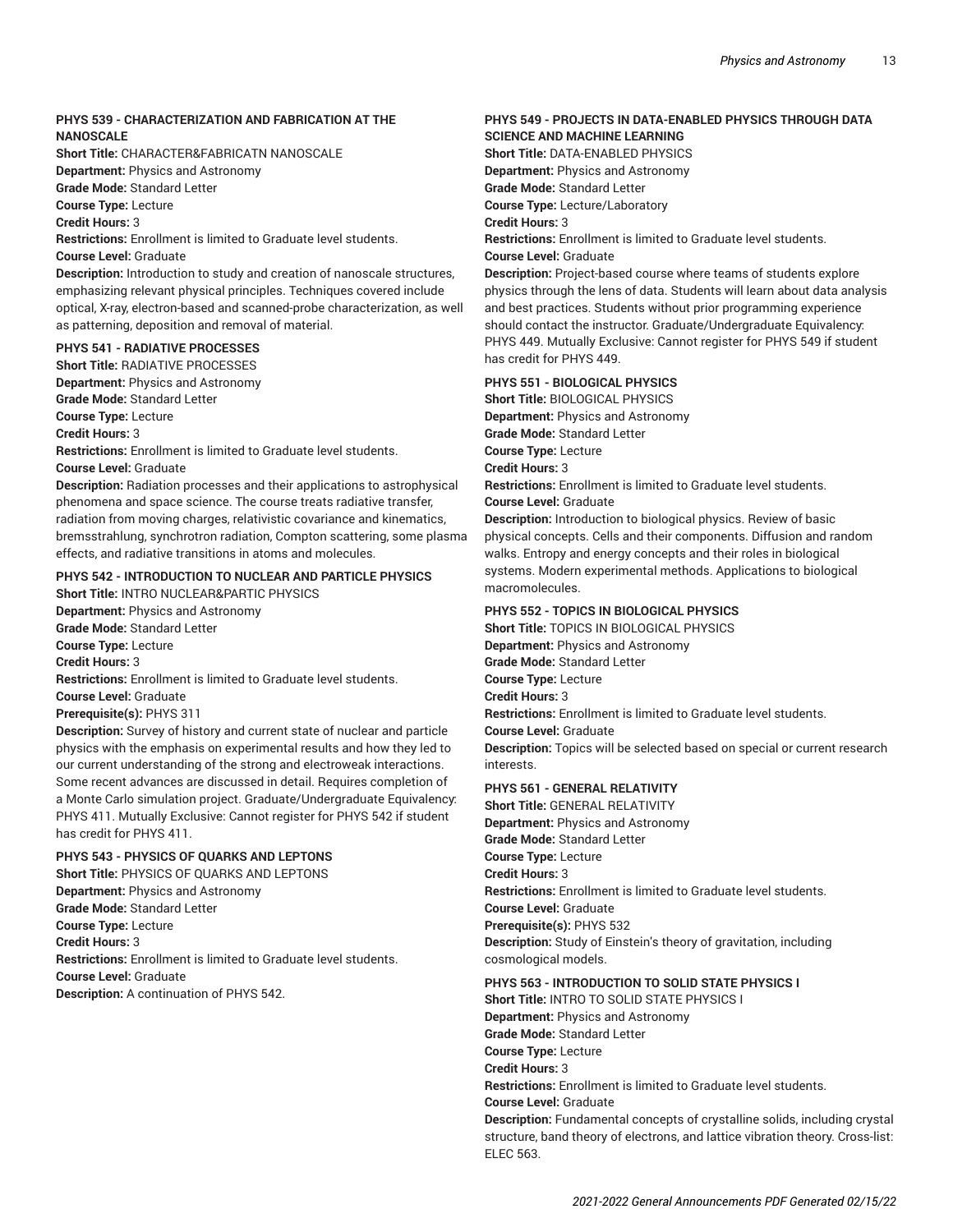### PHYS 539 - CHARACTERIZATION AND FABRICATION AT THE NANOSCALE

**Short Title:** CHARACTER&FABRICATN NANOSCALE
**Department:** Physics and Astronomy
**Grade Mode:** Standard Letter
**Course Type:** Lecture
**Credit Hours:** 3
**Restrictions:** Enrollment is limited to Graduate level students.
**Course Level:** Graduate
**Description:** Introduction to study and creation of nanoscale structures, emphasizing relevant physical principles. Techniques covered include optical, X-ray, electron-based and scanned-probe characterization, as well as patterning, deposition and removal of material.

### PHYS 541 - RADIATIVE PROCESSES

**Short Title:** RADIATIVE PROCESSES
**Department:** Physics and Astronomy
**Grade Mode:** Standard Letter
**Course Type:** Lecture
**Credit Hours:** 3
**Restrictions:** Enrollment is limited to Graduate level students.
**Course Level:** Graduate
**Description:** Radiation processes and their applications to astrophysical phenomena and space science. The course treats radiative transfer, radiation from moving charges, relativistic covariance and kinematics, bremsstrahlung, synchrotron radiation, Compton scattering, some plasma effects, and radiative transitions in atoms and molecules.

### PHYS 542 - INTRODUCTION TO NUCLEAR AND PARTICLE PHYSICS

**Short Title:** INTRO NUCLEAR&PARTIC PHYSICS
**Department:** Physics and Astronomy
**Grade Mode:** Standard Letter
**Course Type:** Lecture
**Credit Hours:** 3
**Restrictions:** Enrollment is limited to Graduate level students.
**Course Level:** Graduate
**Prerequisite(s):** PHYS 311
**Description:** Survey of history and current state of nuclear and particle physics with the emphasis on experimental results and how they led to our current understanding of the strong and electroweak interactions. Some recent advances are discussed in detail. Requires completion of a Monte Carlo simulation project. Graduate/Undergraduate Equivalency: PHYS 411. Mutually Exclusive: Cannot register for PHYS 542 if student has credit for PHYS 411.

### PHYS 543 - PHYSICS OF QUARKS AND LEPTONS

**Short Title:** PHYSICS OF QUARKS AND LEPTONS
**Department:** Physics and Astronomy
**Grade Mode:** Standard Letter
**Course Type:** Lecture
**Credit Hours:** 3
**Restrictions:** Enrollment is limited to Graduate level students.
**Course Level:** Graduate
**Description:** A continuation of PHYS 542.

### PHYS 549 - PROJECTS IN DATA-ENABLED PHYSICS THROUGH DATA SCIENCE AND MACHINE LEARNING

**Short Title:** DATA-ENABLED PHYSICS
**Department:** Physics and Astronomy
**Grade Mode:** Standard Letter
**Course Type:** Lecture/Laboratory
**Credit Hours:** 3
**Restrictions:** Enrollment is limited to Graduate level students.
**Course Level:** Graduate
**Description:** Project-based course where teams of students explore physics through the lens of data. Students will learn about data analysis and best practices. Students without prior programming experience should contact the instructor. Graduate/Undergraduate Equivalency: PHYS 449. Mutually Exclusive: Cannot register for PHYS 549 if student has credit for PHYS 449.

### PHYS 551 - BIOLOGICAL PHYSICS

**Short Title:** BIOLOGICAL PHYSICS
**Department:** Physics and Astronomy
**Grade Mode:** Standard Letter
**Course Type:** Lecture
**Credit Hours:** 3
**Restrictions:** Enrollment is limited to Graduate level students.
**Course Level:** Graduate
**Description:** Introduction to biological physics. Review of basic physical concepts. Cells and their components. Diffusion and random walks. Entropy and energy concepts and their roles in biological systems. Modern experimental methods. Applications to biological macromolecules.

### PHYS 552 - TOPICS IN BIOLOGICAL PHYSICS

**Short Title:** TOPICS IN BIOLOGICAL PHYSICS
**Department:** Physics and Astronomy
**Grade Mode:** Standard Letter
**Course Type:** Lecture
**Credit Hours:** 3
**Restrictions:** Enrollment is limited to Graduate level students.
**Course Level:** Graduate
**Description:** Topics will be selected based on special or current research interests.

### PHYS 561 - GENERAL RELATIVITY

**Short Title:** GENERAL RELATIVITY
**Department:** Physics and Astronomy
**Grade Mode:** Standard Letter
**Course Type:** Lecture
**Credit Hours:** 3
**Restrictions:** Enrollment is limited to Graduate level students.
**Course Level:** Graduate
**Prerequisite(s):** PHYS 532
**Description:** Study of Einstein's theory of gravitation, including cosmological models.

### PHYS 563 - INTRODUCTION TO SOLID STATE PHYSICS I

**Short Title:** INTRO TO SOLID STATE PHYSICS I
**Department:** Physics and Astronomy
**Grade Mode:** Standard Letter
**Course Type:** Lecture
**Credit Hours:** 3
**Restrictions:** Enrollment is limited to Graduate level students.
**Course Level:** Graduate
**Description:** Fundamental concepts of crystalline solids, including crystal structure, band theory of electrons, and lattice vibration theory. Cross-list: ELEC 563.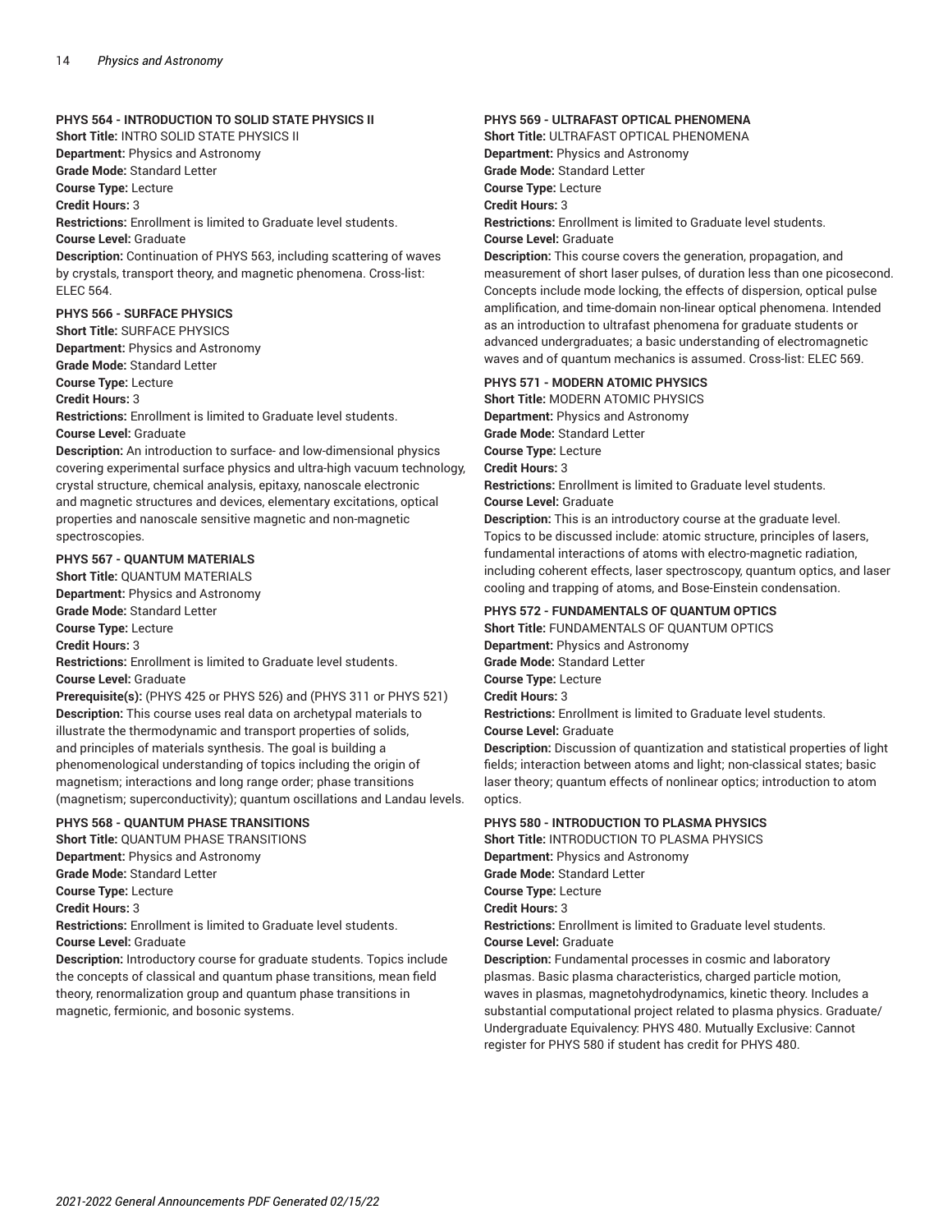### PHYS 564 - INTRODUCTION TO SOLID STATE PHYSICS II

**Short Title:** INTRO SOLID STATE PHYSICS II
**Department:** Physics and Astronomy
**Grade Mode:** Standard Letter
**Course Type:** Lecture
**Credit Hours:** 3
**Restrictions:** Enrollment is limited to Graduate level students.
**Course Level:** Graduate
**Description:** Continuation of PHYS 563, including scattering of waves by crystals, transport theory, and magnetic phenomena. Cross-list: ELEC 564.

### PHYS 566 - SURFACE PHYSICS

**Short Title:** SURFACE PHYSICS
**Department:** Physics and Astronomy
**Grade Mode:** Standard Letter
**Course Type:** Lecture
**Credit Hours:** 3
**Restrictions:** Enrollment is limited to Graduate level students.
**Course Level:** Graduate
**Description:** An introduction to surface- and low-dimensional physics covering experimental surface physics and ultra-high vacuum technology, crystal structure, chemical analysis, epitaxy, nanoscale electronic and magnetic structures and devices, elementary excitations, optical properties and nanoscale sensitive magnetic and non-magnetic spectroscopies.

### PHYS 567 - QUANTUM MATERIALS

**Short Title:** QUANTUM MATERIALS
**Department:** Physics and Astronomy
**Grade Mode:** Standard Letter
**Course Type:** Lecture
**Credit Hours:** 3
**Restrictions:** Enrollment is limited to Graduate level students.
**Course Level:** Graduate
**Prerequisite(s):** (PHYS 425 or PHYS 526) and (PHYS 311 or PHYS 521)
**Description:** This course uses real data on archetypal materials to illustrate the thermodynamic and transport properties of solids, and principles of materials synthesis. The goal is building a phenomenological understanding of topics including the origin of magnetism; interactions and long range order; phase transitions (magnetism; superconductivity); quantum oscillations and Landau levels.

### PHYS 568 - QUANTUM PHASE TRANSITIONS

**Short Title:** QUANTUM PHASE TRANSITIONS
**Department:** Physics and Astronomy
**Grade Mode:** Standard Letter
**Course Type:** Lecture
**Credit Hours:** 3
**Restrictions:** Enrollment is limited to Graduate level students.
**Course Level:** Graduate
**Description:** Introductory course for graduate students. Topics include the concepts of classical and quantum phase transitions, mean field theory, renormalization group and quantum phase transitions in magnetic, fermionic, and bosonic systems.

### PHYS 569 - ULTRAFAST OPTICAL PHENOMENA

**Short Title:** ULTRAFAST OPTICAL PHENOMENA
**Department:** Physics and Astronomy
**Grade Mode:** Standard Letter
**Course Type:** Lecture
**Credit Hours:** 3
**Restrictions:** Enrollment is limited to Graduate level students.
**Course Level:** Graduate
**Description:** This course covers the generation, propagation, and measurement of short laser pulses, of duration less than one picosecond. Concepts include mode locking, the effects of dispersion, optical pulse amplification, and time-domain non-linear optical phenomena. Intended as an introduction to ultrafast phenomena for graduate students or advanced undergraduates; a basic understanding of electromagnetic waves and of quantum mechanics is assumed. Cross-list: ELEC 569.

### PHYS 571 - MODERN ATOMIC PHYSICS

**Short Title:** MODERN ATOMIC PHYSICS
**Department:** Physics and Astronomy
**Grade Mode:** Standard Letter
**Course Type:** Lecture
**Credit Hours:** 3
**Restrictions:** Enrollment is limited to Graduate level students.
**Course Level:** Graduate
**Description:** This is an introductory course at the graduate level. Topics to be discussed include: atomic structure, principles of lasers, fundamental interactions of atoms with electro-magnetic radiation, including coherent effects, laser spectroscopy, quantum optics, and laser cooling and trapping of atoms, and Bose-Einstein condensation.

### PHYS 572 - FUNDAMENTALS OF QUANTUM OPTICS

**Short Title:** FUNDAMENTALS OF QUANTUM OPTICS
**Department:** Physics and Astronomy
**Grade Mode:** Standard Letter
**Course Type:** Lecture
**Credit Hours:** 3
**Restrictions:** Enrollment is limited to Graduate level students.
**Course Level:** Graduate
**Description:** Discussion of quantization and statistical properties of light fields; interaction between atoms and light; non-classical states; basic laser theory; quantum effects of nonlinear optics; introduction to atom optics.

### PHYS 580 - INTRODUCTION TO PLASMA PHYSICS

**Short Title:** INTRODUCTION TO PLASMA PHYSICS
**Department:** Physics and Astronomy
**Grade Mode:** Standard Letter
**Course Type:** Lecture
**Credit Hours:** 3
**Restrictions:** Enrollment is limited to Graduate level students.
**Course Level:** Graduate
**Description:** Fundamental processes in cosmic and laboratory plasmas. Basic plasma characteristics, charged particle motion, waves in plasmas, magnetohydrodynamics, kinetic theory. Includes a substantial computational project related to plasma physics. Graduate/Undergraduate Equivalency: PHYS 480. Mutually Exclusive: Cannot register for PHYS 580 if student has credit for PHYS 480.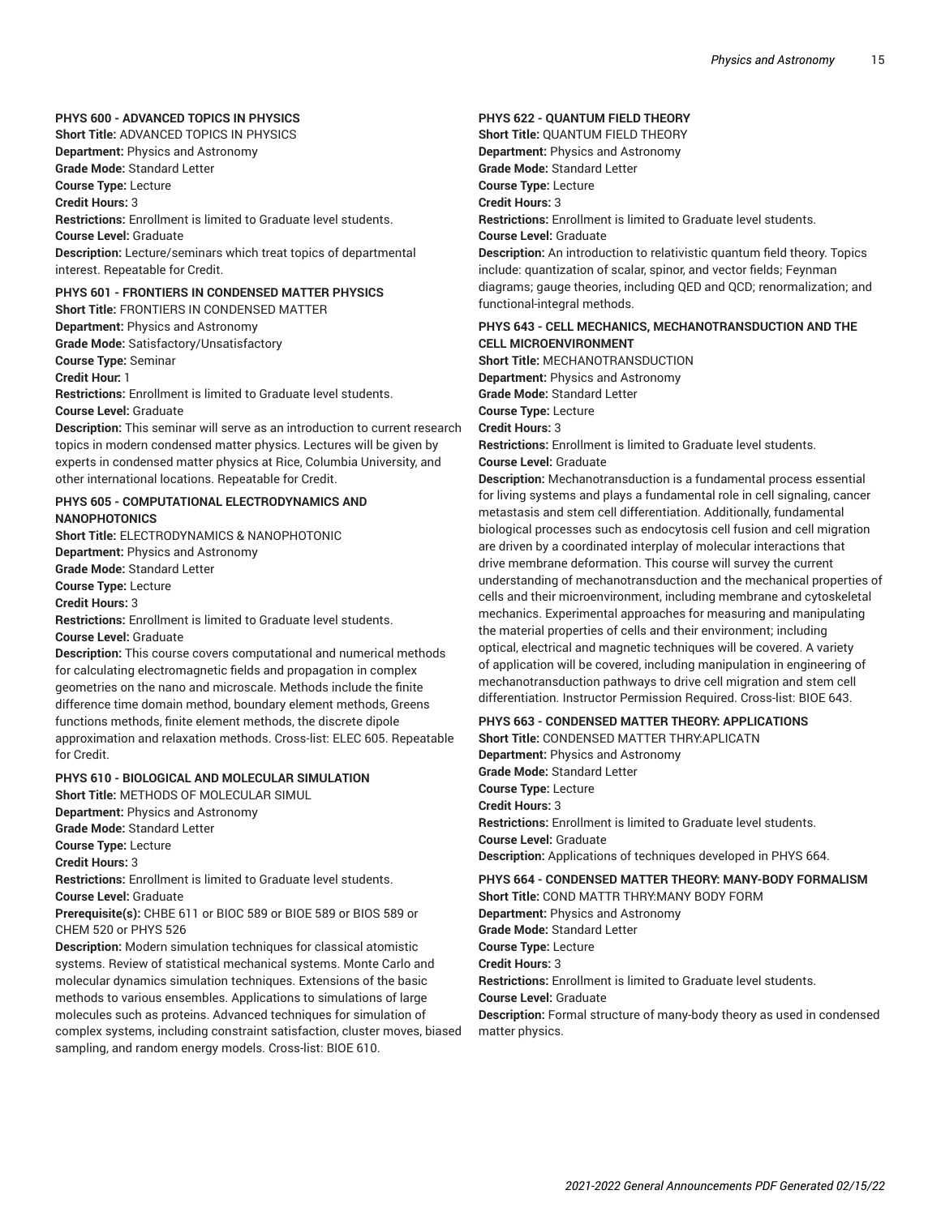### PHYS 600 - ADVANCED TOPICS IN PHYSICS

**Short Title:** ADVANCED TOPICS IN PHYSICS
**Department:** Physics and Astronomy
**Grade Mode:** Standard Letter
**Course Type:** Lecture
**Credit Hours:** 3
**Restrictions:** Enrollment is limited to Graduate level students.
**Course Level:** Graduate
**Description:** Lecture/seminars which treat topics of departmental interest. Repeatable for Credit.

### PHYS 601 - FRONTIERS IN CONDENSED MATTER PHYSICS

**Short Title:** FRONTIERS IN CONDENSED MATTER
**Department:** Physics and Astronomy
**Grade Mode:** Satisfactory/Unsatisfactory
**Course Type:** Seminar
**Credit Hour:** 1
**Restrictions:** Enrollment is limited to Graduate level students.
**Course Level:** Graduate
**Description:** This seminar will serve as an introduction to current research topics in modern condensed matter physics. Lectures will be given by experts in condensed matter physics at Rice, Columbia University, and other international locations. Repeatable for Credit.

### PHYS 605 - COMPUTATIONAL ELECTRODYNAMICS AND NANOPHOTONICS

**Short Title:** ELECTRODYNAMICS & NANOPHOTONIC
**Department:** Physics and Astronomy
**Grade Mode:** Standard Letter
**Course Type:** Lecture
**Credit Hours:** 3
**Restrictions:** Enrollment is limited to Graduate level students.
**Course Level:** Graduate
**Description:** This course covers computational and numerical methods for calculating electromagnetic fields and propagation in complex geometries on the nano and microscale. Methods include the finite difference time domain method, boundary element methods, Greens functions methods, finite element methods, the discrete dipole approximation and relaxation methods. Cross-list: ELEC 605. Repeatable for Credit.

### PHYS 610 - BIOLOGICAL AND MOLECULAR SIMULATION

**Short Title:** METHODS OF MOLECULAR SIMUL
**Department:** Physics and Astronomy
**Grade Mode:** Standard Letter
**Course Type:** Lecture
**Credit Hours:** 3
**Restrictions:** Enrollment is limited to Graduate level students.
**Course Level:** Graduate
**Prerequisite(s):** CHBE 611 or BIOC 589 or BIOE 589 or BIOS 589 or CHEM 520 or PHYS 526
**Description:** Modern simulation techniques for classical atomistic systems. Review of statistical mechanical systems. Monte Carlo and molecular dynamics simulation techniques. Extensions of the basic methods to various ensembles. Applications to simulations of large molecules such as proteins. Advanced techniques for simulation of complex systems, including constraint satisfaction, cluster moves, biased sampling, and random energy models. Cross-list: BIOE 610.

### PHYS 622 - QUANTUM FIELD THEORY

**Short Title:** QUANTUM FIELD THEORY
**Department:** Physics and Astronomy
**Grade Mode:** Standard Letter
**Course Type:** Lecture
**Credit Hours:** 3
**Restrictions:** Enrollment is limited to Graduate level students.
**Course Level:** Graduate
**Description:** An introduction to relativistic quantum field theory. Topics include: quantization of scalar, spinor, and vector fields; Feynman diagrams; gauge theories, including QED and QCD; renormalization; and functional-integral methods.

### PHYS 643 - CELL MECHANICS, MECHANOTRANSDUCTION AND THE CELL MICROENVIRONMENT

**Short Title:** MECHANOTRANSDUCTION
**Department:** Physics and Astronomy
**Grade Mode:** Standard Letter
**Course Type:** Lecture
**Credit Hours:** 3
**Restrictions:** Enrollment is limited to Graduate level students.
**Course Level:** Graduate
**Description:** Mechanotransduction is a fundamental process essential for living systems and plays a fundamental role in cell signaling, cancer metastasis and stem cell differentiation. Additionally, fundamental biological processes such as endocytosis cell fusion and cell migration are driven by a coordinated interplay of molecular interactions that drive membrane deformation. This course will survey the current understanding of mechanotransduction and the mechanical properties of cells and their microenvironment, including membrane and cytoskeletal mechanics. Experimental approaches for measuring and manipulating the material properties of cells and their environment; including optical, electrical and magnetic techniques will be covered. A variety of application will be covered, including manipulation in engineering of mechanotransduction pathways to drive cell migration and stem cell differentiation. Instructor Permission Required. Cross-list: BIOE 643.

### PHYS 663 - CONDENSED MATTER THEORY: APPLICATIONS

**Short Title:** CONDENSED MATTER THRY:APLICATN
**Department:** Physics and Astronomy
**Grade Mode:** Standard Letter
**Course Type:** Lecture
**Credit Hours:** 3
**Restrictions:** Enrollment is limited to Graduate level students.
**Course Level:** Graduate
**Description:** Applications of techniques developed in PHYS 664.

### PHYS 664 - CONDENSED MATTER THEORY: MANY-BODY FORMALISM

**Short Title:** COND MATTR THRY:MANY BODY FORM
**Department:** Physics and Astronomy
**Grade Mode:** Standard Letter
**Course Type:** Lecture
**Credit Hours:** 3
**Restrictions:** Enrollment is limited to Graduate level students.
**Course Level:** Graduate
**Description:** Formal structure of many-body theory as used in condensed matter physics.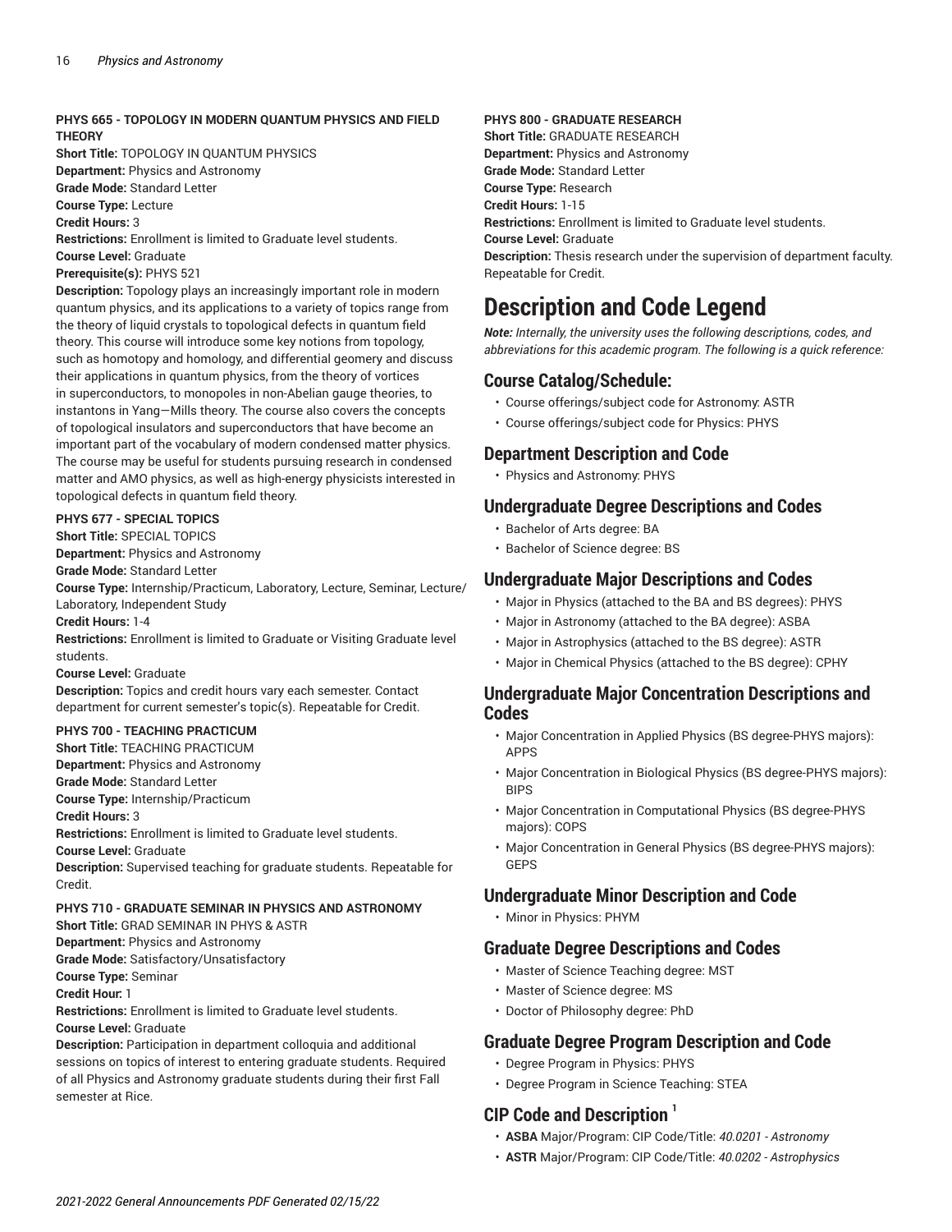**PHYS 665 - TOPOLOGY IN MODERN QUANTUM PHYSICS AND FIELD THEORY**

**Short Title:** TOPOLOGY IN QUANTUM PHYSICS
**Department:** Physics and Astronomy
**Grade Mode:** Standard Letter
**Course Type:** Lecture
**Credit Hours:** 3
**Restrictions:** Enrollment is limited to Graduate level students.
**Course Level:** Graduate
**Prerequisite(s):** PHYS 521
**Description:** Topology plays an increasingly important role in modern quantum physics, and its applications to a variety of topics range from the theory of liquid crystals to topological defects in quantum field theory. This course will introduce some key notions from topology, such as homotopy and homology, and differential geomery and discuss their applications in quantum physics, from the theory of vortices in superconductors, to monopoles in non-Abelian gauge theories, to instantons in Yang—Mills theory. The course also covers the concepts of topological insulators and superconductors that have become an important part of the vocabulary of modern condensed matter physics. The course may be useful for students pursuing research in condensed matter and AMO physics, as well as high-energy physicists interested in topological defects in quantum field theory.

**PHYS 677 - SPECIAL TOPICS**

**Short Title:** SPECIAL TOPICS
**Department:** Physics and Astronomy
**Grade Mode:** Standard Letter
**Course Type:** Internship/Practicum, Laboratory, Lecture, Seminar, Lecture/Laboratory, Independent Study
**Credit Hours:** 1-4
**Restrictions:** Enrollment is limited to Graduate or Visiting Graduate level students.
**Course Level:** Graduate
**Description:** Topics and credit hours vary each semester. Contact department for current semester's topic(s). Repeatable for Credit.

**PHYS 700 - TEACHING PRACTICUM**

**Short Title:** TEACHING PRACTICUM
**Department:** Physics and Astronomy
**Grade Mode:** Standard Letter
**Course Type:** Internship/Practicum
**Credit Hours:** 3
**Restrictions:** Enrollment is limited to Graduate level students.
**Course Level:** Graduate
**Description:** Supervised teaching for graduate students. Repeatable for Credit.

**PHYS 710 - GRADUATE SEMINAR IN PHYSICS AND ASTRONOMY**

**Short Title:** GRAD SEMINAR IN PHYS & ASTR
**Department:** Physics and Astronomy
**Grade Mode:** Satisfactory/Unsatisfactory
**Course Type:** Seminar
**Credit Hour:** 1
**Restrictions:** Enrollment is limited to Graduate level students.
**Course Level:** Graduate
**Description:** Participation in department colloquia and additional sessions on topics of interest to entering graduate students. Required of all Physics and Astronomy graduate students during their first Fall semester at Rice.

**PHYS 800 - GRADUATE RESEARCH**

**Short Title:** GRADUATE RESEARCH
**Department:** Physics and Astronomy
**Grade Mode:** Standard Letter
**Course Type:** Research
**Credit Hours:** 1-15
**Restrictions:** Enrollment is limited to Graduate level students.
**Course Level:** Graduate
**Description:** Thesis research under the supervision of department faculty. Repeatable for Credit.

# Description and Code Legend

***Note:** Internally, the university uses the following descriptions, codes, and abbreviations for this academic program. The following is a quick reference:*

## Course Catalog/Schedule:

- Course offerings/subject code for Astronomy: ASTR
- Course offerings/subject code for Physics: PHYS

## Department Description and Code

- Physics and Astronomy: PHYS

## Undergraduate Degree Descriptions and Codes

- Bachelor of Arts degree: BA
- Bachelor of Science degree: BS

## Undergraduate Major Descriptions and Codes

- Major in Physics (attached to the BA and BS degrees): PHYS
- Major in Astronomy (attached to the BA degree): ASBA
- Major in Astrophysics (attached to the BS degree): ASTR
- Major in Chemical Physics (attached to the BS degree): CPHY

## Undergraduate Major Concentration Descriptions and Codes

- Major Concentration in Applied Physics (BS degree-PHYS majors): APPS
- Major Concentration in Biological Physics (BS degree-PHYS majors): BIPS
- Major Concentration in Computational Physics (BS degree-PHYS majors): COPS
- Major Concentration in General Physics (BS degree-PHYS majors): GEPS

## Undergraduate Minor Description and Code

- Minor in Physics: PHYM

## Graduate Degree Descriptions and Codes

- Master of Science Teaching degree: MST
- Master of Science degree: MS
- Doctor of Philosophy degree: PhD

## Graduate Degree Program Description and Code

- Degree Program in Physics: PHYS
- Degree Program in Science Teaching: STEA

## CIP Code and Description [1]

- **ASBA** Major/Program: CIP Code/Title: *40.0201 - Astronomy*
- **ASTR** Major/Program: CIP Code/Title: *40.0202 - Astrophysics*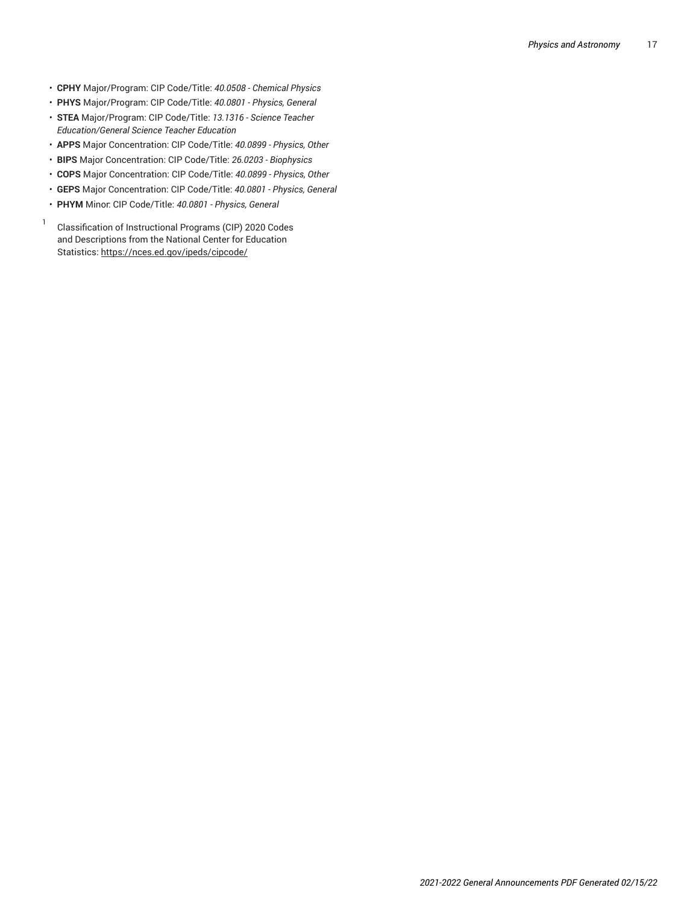- **CPHY** Major/Program: CIP Code/Title: *40.0508 - Chemical Physics*
- **PHYS** Major/Program: CIP Code/Title: *40.0801 - Physics, General*
- **STEA** Major/Program: CIP Code/Title: *13.1316 - Science Teacher Education/General Science Teacher Education*
- **APPS** Major Concentration: CIP Code/Title: *40.0899 - Physics, Other*
- **BIPS** Major Concentration: CIP Code/Title: *26.0203 - Biophysics*
- **COPS** Major Concentration: CIP Code/Title: *40.0899 - Physics, Other*
- **GEPS** Major Concentration: CIP Code/Title: *40.0801 - Physics, General*
- **PHYM** Minor: CIP Code/Title: *40.0801 - Physics, General*

[1] Classification of Instructional Programs (CIP) 2020 Codes and Descriptions from the National Center for Education Statistics: https://nces.ed.gov/ipeds/cipcode/